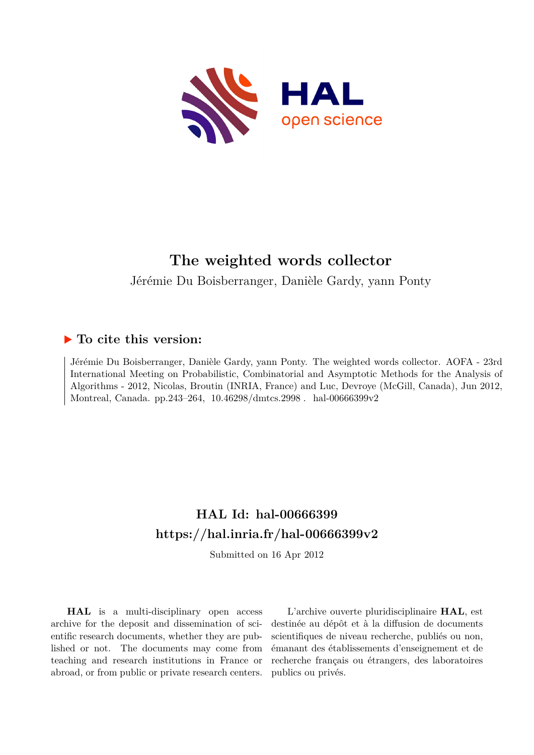# The weighted words collector

Jérémie Du Boisberranger, Danièle Gardy, yann Ponty

## ▶ To cite this version:

Jérémie Du Boisberranger, Danièle Gardy, yann Ponty. The weighted words collector. AOFA - 23rd International Meeting on Probabilistic, Combinatorial and Asymptotic Methods for the Analysis of Algorithms - 2012, Nicolas, Broutin (INRIA, France) and Luc, Devroye (McGill, Canada), Jun 2012, Montreal, Canada. pp.243–264, 10.46298/dmtcs.2998 . hal-00666399v2

## HAL Id: hal-00666399

## https://hal.inria.fr/hal-00666399v2

Submitted on 16 Apr 2012

**HAL** is a multi-disciplinary open access archive for the deposit and dissemination of scientific research documents, whether they are published or not. The documents may come from teaching and research institutions in France or abroad, or from public or private research centers.

L'archive ouverte pluridisciplinaire **HAL**, est destinée au dépôt et à la diffusion de documents scientifiques de niveau recherche, publiés ou non, émanant des établissements d'enseignement et de recherche français ou étrangers, des laboratoires publics ou privés.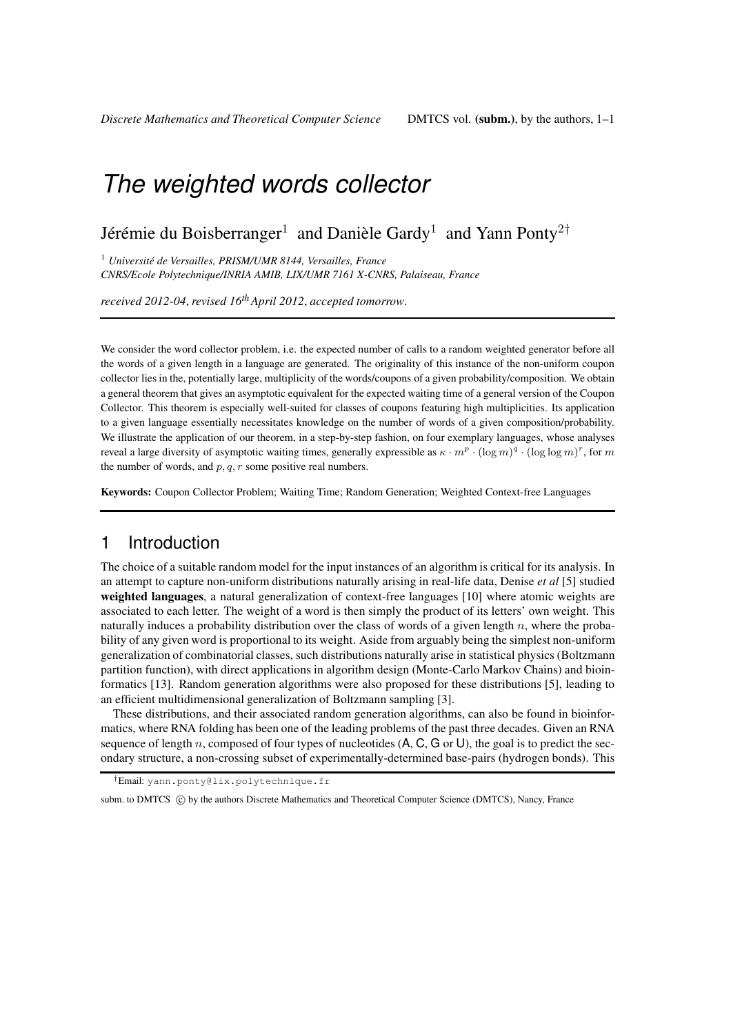# The weighted words collector

Jérémie du Boisberranger[1] and Danièle Gardy[1] and Yann Ponty[2†]

[1] *Université de Versailles, PRISM/UMR 8144, Versailles, France*
*CNRS/Ecole Polytechnique/INRIA AMIB, LIX/UMR 7161 X-CNRS, Palaiseau, France*

*received 2012-04, revised 16th April 2012, accepted tomorrow.*

---

We consider the word collector problem, i.e. the expected number of calls to a random weighted generator before all the words of a given length in a language are generated. The originality of this instance of the non-uniform coupon collector lies in the, potentially large, multiplicity of the words/coupons of a given probability/composition. We obtain a general theorem that gives an asymptotic equivalent for the expected waiting time of a general version of the Coupon Collector. This theorem is especially well-suited for classes of coupons featuring high multiplicities. Its application to a given language essentially necessitates knowledge on the number of words of a given composition/probability. We illustrate the application of our theorem, in a step-by-step fashion, on four exemplary languages, whose analyses reveal a large diversity of asymptotic waiting times, generally expressible as $\kappa \cdot m^p \cdot (\log m)^q \cdot (\log \log m)^r$, for $m$ the number of words, and $p, q, r$ some positive real numbers.

**Keywords:** Coupon Collector Problem; Waiting Time; Random Generation; Weighted Context-free Languages

---

## 1 Introduction

The choice of a suitable random model for the input instances of an algorithm is critical for its analysis. In an attempt to capture non-uniform distributions naturally arising in real-life data, Denise *et al* [5] studied **weighted languages**, a natural generalization of context-free languages [10] where atomic weights are associated to each letter. The weight of a word is then simply the product of its letters' own weight. This naturally induces a probability distribution over the class of words of a given length $n$, where the probability of any given word is proportional to its weight. Aside from arguably being the simplest non-uniform generalization of combinatorial classes, such distributions naturally arise in statistical physics (Boltzmann partition function), with direct applications in algorithm design (Monte-Carlo Markov Chains) and bioinformatics [13]. Random generation algorithms were also proposed for these distributions [5], leading to an efficient multidimensional generalization of Boltzmann sampling [3].

These distributions, and their associated random generation algorithms, can also be found in bioinformatics, where RNA folding has been one of the leading problems of the past three decades. Given an RNA sequence of length $n$, composed of four types of nucleotides (A, C, G or U), the goal is to predict the secondary structure, a non-crossing subset of experimentally-determined base-pairs (hydrogen bonds). This

---

†Email: yann.ponty@lix.polytechnique.fr

subm. to DMTCS © by the authors Discrete Mathematics and Theoretical Computer Science (DMTCS), Nancy, France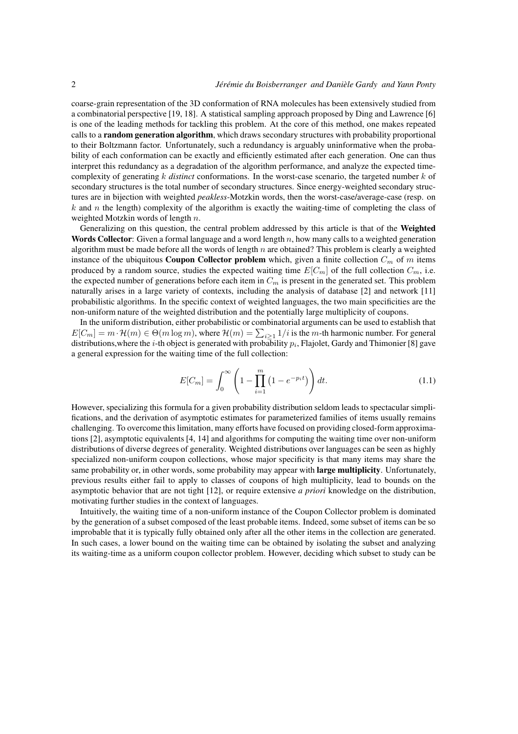coarse-grain representation of the 3D conformation of RNA molecules has been extensively studied from a combinatorial perspective [19, 18]. A statistical sampling approach proposed by Ding and Lawrence [6] is one of the leading methods for tackling this problem. At the core of this method, one makes repeated calls to a **random generation algorithm**, which draws secondary structures with probability proportional to their Boltzmann factor. Unfortunately, such a redundancy is arguably uninformative when the probability of each conformation can be exactly and efficiently estimated after each generation. One can thus interpret this redundancy as a degradation of the algorithm performance, and analyze the expected time-complexity of generating $k$ *distinct* conformations. In the worst-case scenario, the targeted number $k$ of secondary structures is the total number of secondary structures. Since energy-weighted secondary structures are in bijection with weighted *peakless*-Motzkin words, then the worst-case/average-case (resp. on $k$ and $n$ the length) complexity of the algorithm is exactly the waiting-time of completing the class of weighted Motzkin words of length $n$.

Generalizing on this question, the central problem addressed by this article is that of the **Weighted Words Collector**: Given a formal language and a word length $n$, how many calls to a weighted generation algorithm must be made before all the words of length $n$ are obtained? This problem is clearly a weighted instance of the ubiquitous **Coupon Collector problem** which, given a finite collection $C_m$ of $m$ items produced by a random source, studies the expected waiting time $E[C_m]$ of the full collection $C_m$, i.e. the expected number of generations before each item in $C_m$ is present in the generated set. This problem naturally arises in a large variety of contexts, including the analysis of database [2] and network [11] probabilistic algorithms. In the specific context of weighted languages, the two main specificities are the non-uniform nature of the weighted distribution and the potentially large multiplicity of coupons.

In the uniform distribution, either probabilistic or combinatorial arguments can be used to establish that $E[C_m] = m \cdot \mathcal{H}(m) \in \Theta(m \log m)$, where $\mathcal{H}(m) = \sum_{i \geq 1} 1/i$ is the $m$-th harmonic number. For general distributions,where the $i$-th object is generated with probability $p_i$, Flajolet, Gardy and Thimonier [8] gave a general expression for the waiting time of the full collection:

$$E[C_m] = \int_0^\infty \left(1 - \prod_{i=1}^{m} \left(1 - e^{-p_i t}\right)\right) dt. \tag{1.1}$$

However, specializing this formula for a given probability distribution seldom leads to spectacular simplifications, and the derivation of asymptotic estimates for parameterized families of items usually remains challenging. To overcome this limitation, many efforts have focused on providing closed-form approximations [2], asymptotic equivalents [4, 14] and algorithms for computing the waiting time over non-uniform distributions of diverse degrees of generality. Weighted distributions over languages can be seen as highly specialized non-uniform coupon collections, whose major specificity is that many items may share the same probability or, in other words, some probability may appear with **large multiplicity**. Unfortunately, previous results either fail to apply to classes of coupons of high multiplicity, lead to bounds on the asymptotic behavior that are not tight [12], or require extensive *a priori* knowledge on the distribution, motivating further studies in the context of languages.

Intuitively, the waiting time of a non-uniform instance of the Coupon Collector problem is dominated by the generation of a subset composed of the least probable items. Indeed, some subset of items can be so improbable that it is typically fully obtained only after all the other items in the collection are generated. In such cases, a lower bound on the waiting time can be obtained by isolating the subset and analyzing its waiting-time as a uniform coupon collector problem. However, deciding which subset to study can be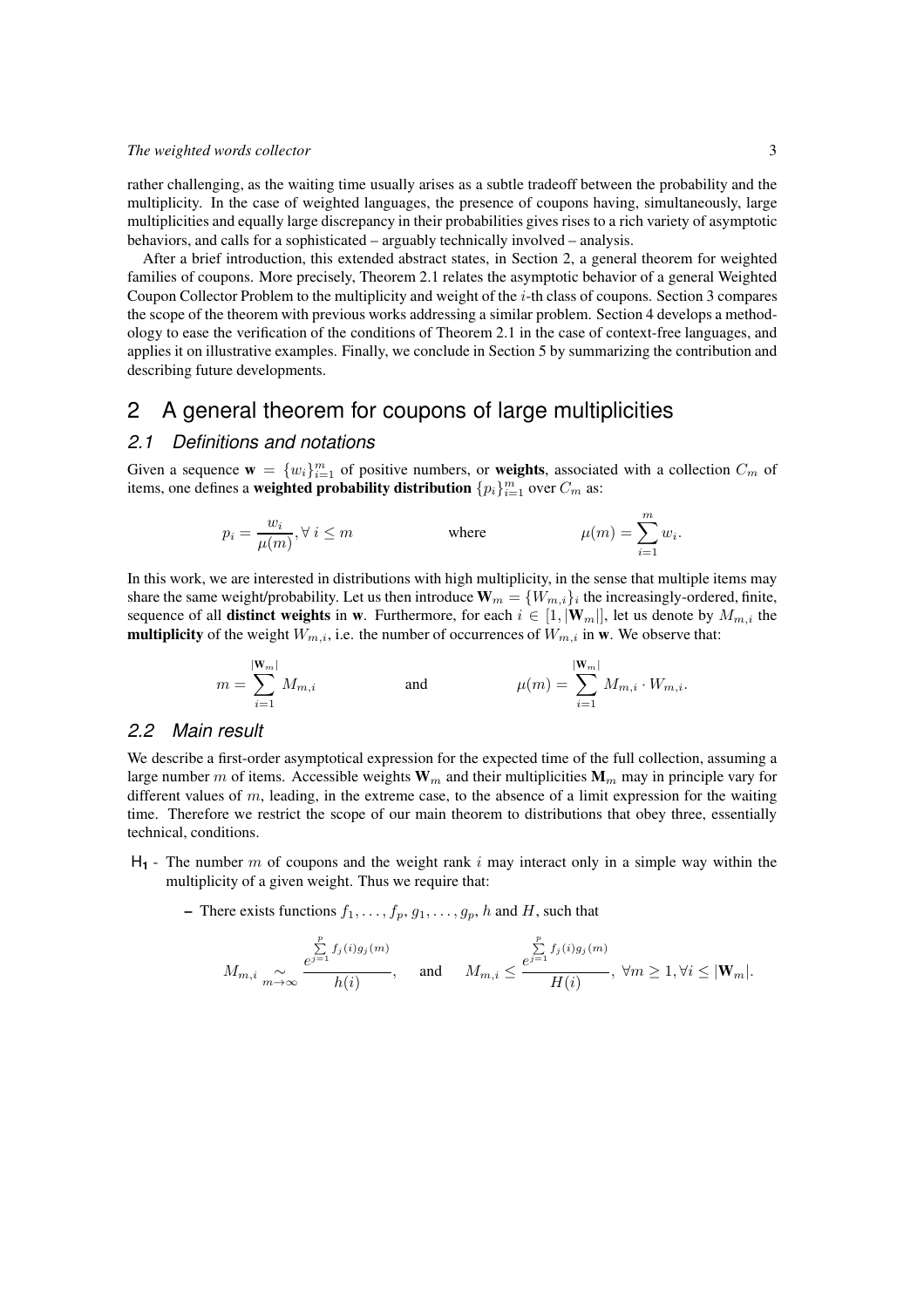rather challenging, as the waiting time usually arises as a subtle tradeoff between the probability and the multiplicity. In the case of weighted languages, the presence of coupons having, simultaneously, large multiplicities and equally large discrepancy in their probabilities gives rises to a rich variety of asymptotic behaviors, and calls for a sophisticated – arguably technically involved – analysis.

After a brief introduction, this extended abstract states, in Section 2, a general theorem for weighted families of coupons. More precisely, Theorem 2.1 relates the asymptotic behavior of a general Weighted Coupon Collector Problem to the multiplicity and weight of the $i$-th class of coupons. Section 3 compares the scope of the theorem with previous works addressing a similar problem. Section 4 develops a methodology to ease the verification of the conditions of Theorem 2.1 in the case of context-free languages, and applies it on illustrative examples. Finally, we conclude in Section 5 by summarizing the contribution and describing future developments.

# 2 A general theorem for coupons of large multiplicities

## 2.1 Definitions and notations

Given a sequence $\mathbf{w} = \{w_i\}_{i=1}^m$ of positive numbers, or **weights**, associated with a collection $C_m$ of items, one defines a **weighted probability distribution** $\{p_i\}_{i=1}^m$ over $C_m$ as:

$$p_i = \frac{w_i}{\mu(m)}, \forall\, i \leq m \qquad \text{where} \qquad \mu(m) = \sum_{i=1}^{m} w_i.$$

In this work, we are interested in distributions with high multiplicity, in the sense that multiple items may share the same weight/probability. Let us then introduce $\mathbf{W}_m = \{W_{m,i}\}_i$ the increasingly-ordered, finite, sequence of all **distinct weights** in $\mathbf{w}$. Furthermore, for each $i \in [1, |\mathbf{W}_m|]$, let us denote by $M_{m,i}$ the **multiplicity** of the weight $W_{m,i}$, i.e. the number of occurrences of $W_{m,i}$ in $\mathbf{w}$. We observe that:

$$m = \sum_{i=1}^{|\mathbf{W}_m|} M_{m,i} \qquad \text{and} \qquad \mu(m) = \sum_{i=1}^{|\mathbf{W}_m|} M_{m,i} \cdot W_{m,i}.$$

## 2.2 Main result

We describe a first-order asymptotical expression for the expected time of the full collection, assuming a large number $m$ of items. Accessible weights $\mathbf{W}_m$ and their multiplicities $\mathbf{M}_m$ may in principle vary for different values of $m$, leading, in the extreme case, to the absence of a limit expression for the waiting time. Therefore we restrict the scope of our main theorem to distributions that obey three, essentially technical, conditions.

- $\mathsf{H_1}$ - The number $m$ of coupons and the weight rank $i$ may interact only in a simple way within the multiplicity of a given weight. Thus we require that:

  – There exists functions $f_1, \ldots, f_p, g_1, \ldots, g_p, h$ and $H$, such that

$$M_{m,i} \underset{m\to\infty}{\sim} \frac{e^{\sum_{j=1}^{p} f_j(i) g_j(m)}}{h(i)}, \quad \text{and} \quad M_{m,i} \leq \frac{e^{\sum_{j=1}^{p} f_j(i) g_j(m)}}{H(i)}, \ \forall m \geq 1, \forall i \leq |\mathbf{W}_m|.$$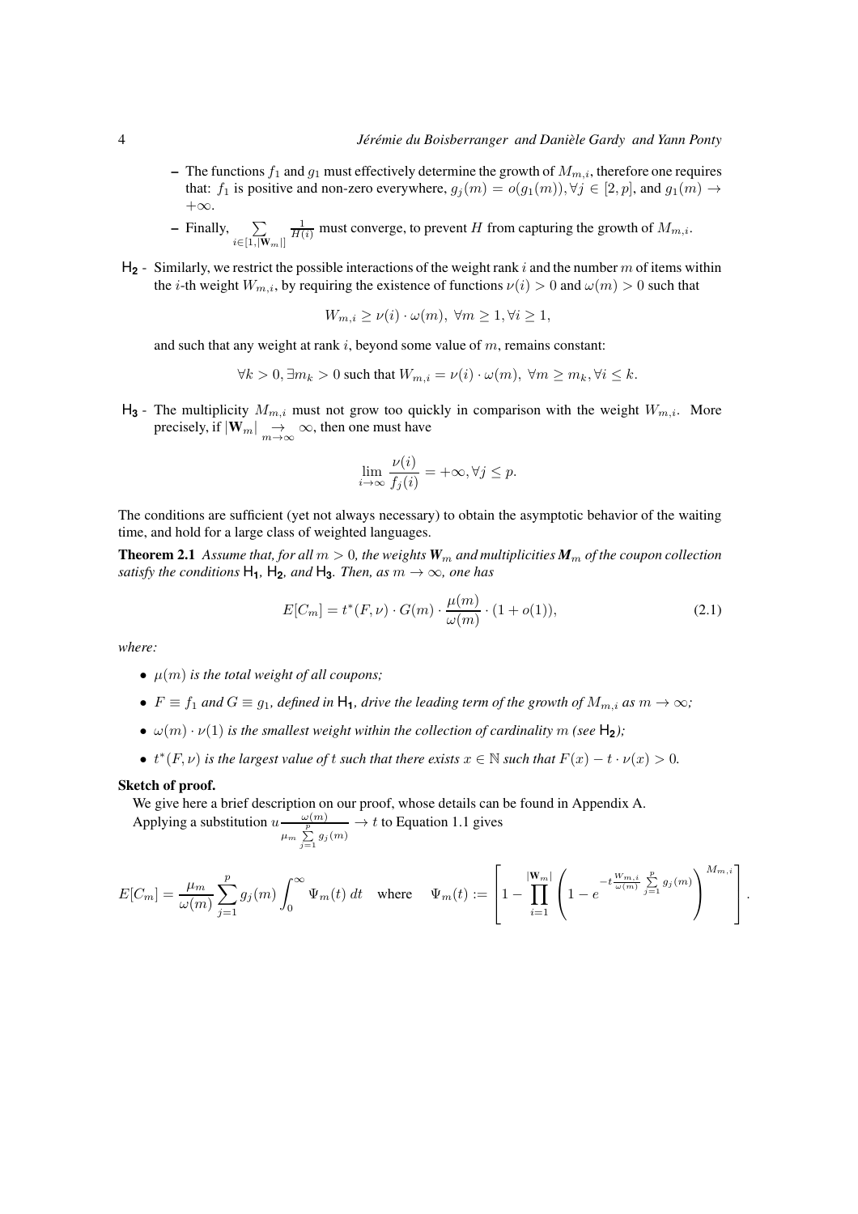- The functions $f_1$ and $g_1$ must effectively determine the growth of $M_{m,i}$, therefore one requires that: $f_1$ is positive and non-zero everywhere, $g_j(m) = o(g_1(m)), \forall j \in [2, p]$, and $g_1(m) \to +\infty$.
- Finally, $\sum_{i \in [1, |\mathbf{W}_m|]} \frac{1}{H(i)}$ must converge, to prevent $H$ from capturing the growth of $M_{m,i}$.

$\mathsf{H_2}$ - Similarly, we restrict the possible interactions of the weight rank $i$ and the number $m$ of items within the $i$-th weight $W_{m,i}$, by requiring the existence of functions $\nu(i) > 0$ and $\omega(m) > 0$ such that

$$W_{m,i} \geq \nu(i) \cdot \omega(m), \; \forall m \geq 1, \forall i \geq 1,$$

and such that any weight at rank $i$, beyond some value of $m$, remains constant:

$$\forall k > 0, \exists m_k > 0 \text{ such that } W_{m,i} = \nu(i) \cdot \omega(m), \; \forall m \geq m_k, \forall i \leq k.$$

$\mathsf{H_3}$ - The multiplicity $M_{m,i}$ must not grow too quickly in comparison with the weight $W_{m,i}$. More precisely, if $|\mathbf{W}_m| \underset{m \to \infty}{\to} \infty$, then one must have

$$\lim_{i \to \infty} \frac{\nu(i)}{f_j(i)} = +\infty, \forall j \leq p.$$

The conditions are sufficient (yet not always necessary) to obtain the asymptotic behavior of the waiting time, and hold for a large class of weighted languages.

**Theorem 2.1** *Assume that, for all $m > 0$, the weights $\mathbf{W}_m$ and multiplicities $\boldsymbol{M}_m$ of the coupon collection satisfy the conditions $\mathsf{H_1}$, $\mathsf{H_2}$, and $\mathsf{H_3}$. Then, as $m \to \infty$, one has*

$$E[C_m] = t^*(F, \nu) \cdot G(m) \cdot \frac{\mu(m)}{\omega(m)} \cdot (1 + o(1)), \tag{2.1}$$

*where:*

- *$\mu(m)$ is the total weight of all coupons;*
- *$F \equiv f_1$ and $G \equiv g_1$, defined in $\mathsf{H_1}$, drive the leading term of the growth of $M_{m,i}$ as $m \to \infty$;*
- *$\omega(m) \cdot \nu(1)$ is the smallest weight within the collection of cardinality $m$ (see $\mathsf{H_2}$);*
- *$t^*(F, \nu)$ is the largest value of $t$ such that there exists $x \in \mathbb{N}$ such that $F(x) - t \cdot \nu(x) > 0$.*

**Sketch of proof.**

We give here a brief description on our proof, whose details can be found in Appendix A.

Applying a substitution $u \frac{\omega(m)}{\mu_m \sum_{j=1}^{p} g_j(m)} \to t$ to Equation 1.1 gives

$$E[C_m] = \frac{\mu_m}{\omega(m)} \sum_{j=1}^{p} g_j(m) \int_0^\infty \Psi_m(t)\, dt \quad \text{where} \quad \Psi_m(t) := \left[ 1 - \prod_{i=1}^{|\mathbf{W}_m|} \left( 1 - e^{-t \frac{W_{m,i}}{\omega(m)} \sum_{j=1}^{p} g_j(m)} \right)^{M_{m,i}} \right].$$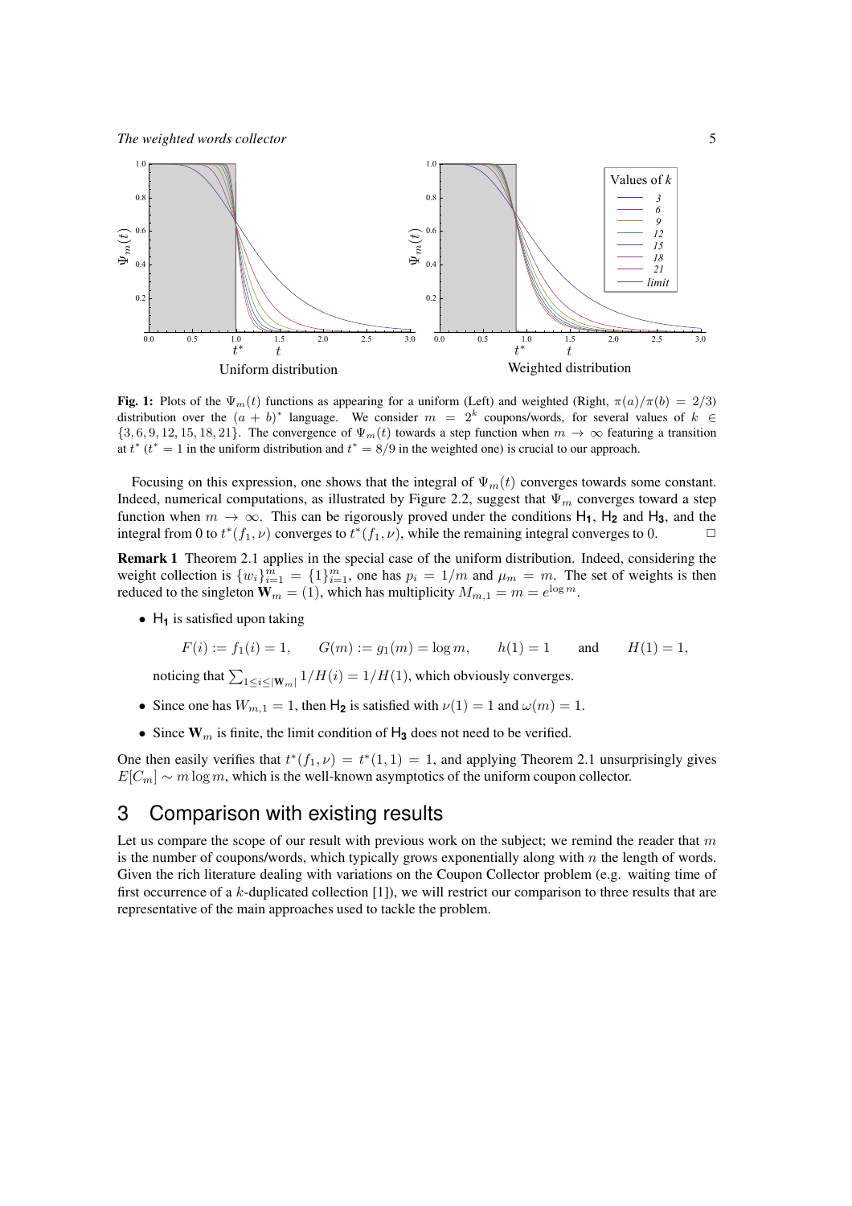**Fig. 1:** Plots of the $\Psi_m(t)$ functions as appearing for a uniform (Left) and weighted (Right, $\pi(a)/\pi(b) = 2/3$) distribution over the $(a+b)^*$ language. We consider $m = 2^k$ coupons/words, for several values of $k \in \{3, 6, 9, 12, 15, 18, 21\}$. The convergence of $\Psi_m(t)$ towards a step function when $m \to \infty$ featuring a transition at $t^*$ ($t^* = 1$ in the uniform distribution and $t^* = 8/9$ in the weighted one) is crucial to our approach.

Focusing on this expression, one shows that the integral of $\Psi_m(t)$ converges towards some constant. Indeed, numerical computations, as illustrated by Figure 2.2, suggest that $\Psi_m$ converges toward a step function when $m \to \infty$. This can be rigorously proved under the conditions $\mathsf{H_1}$, $\mathsf{H_2}$ and $\mathsf{H_3}$, and the integral from 0 to $t^*(f_1, \nu)$ converges to $t^*(f_1, \nu)$, while the remaining integral converges to 0. $\square$

**Remark 1** Theorem 2.1 applies in the special case of the uniform distribution. Indeed, considering the weight collection is $\{w_i\}_{i=1}^m = \{1\}_{i=1}^m$, one has $p_i = 1/m$ and $\mu_m = m$. The set of weights is then reduced to the singleton $\mathbf{W}_m = (1)$, which has multiplicity $M_{m,1} = m = e^{\log m}$.

- $\mathsf{H_1}$ is satisfied upon taking

$$F(i) := f_1(i) = 1, \qquad G(m) := g_1(m) = \log m, \qquad h(1) = 1 \qquad \text{and} \qquad H(1) = 1,$$

  noticing that $\sum_{1 \le i \le |\mathbf{W}_m|} 1/H(i) = 1/H(1)$, which obviously converges.

- Since one has $W_{m,1} = 1$, then $\mathsf{H_2}$ is satisfied with $\nu(1) = 1$ and $\omega(m) = 1$.
- Since $\mathbf{W}_m$ is finite, the limit condition of $\mathsf{H_3}$ does not need to be verified.

One then easily verifies that $t^*(f_1, \nu) = t^*(1, 1) = 1$, and applying Theorem 2.1 unsurprisingly gives $E[C_m] \sim m \log m$, which is the well-known asymptotics of the uniform coupon collector.

## 3 Comparison with existing results

Let us compare the scope of our result with previous work on the subject; we remind the reader that $m$ is the number of coupons/words, which typically grows exponentially along with $n$ the length of words. Given the rich literature dealing with variations on the Coupon Collector problem (e.g. waiting time of first occurrence of a $k$-duplicated collection [1]), we will restrict our comparison to three results that are representative of the main approaches used to tackle the problem.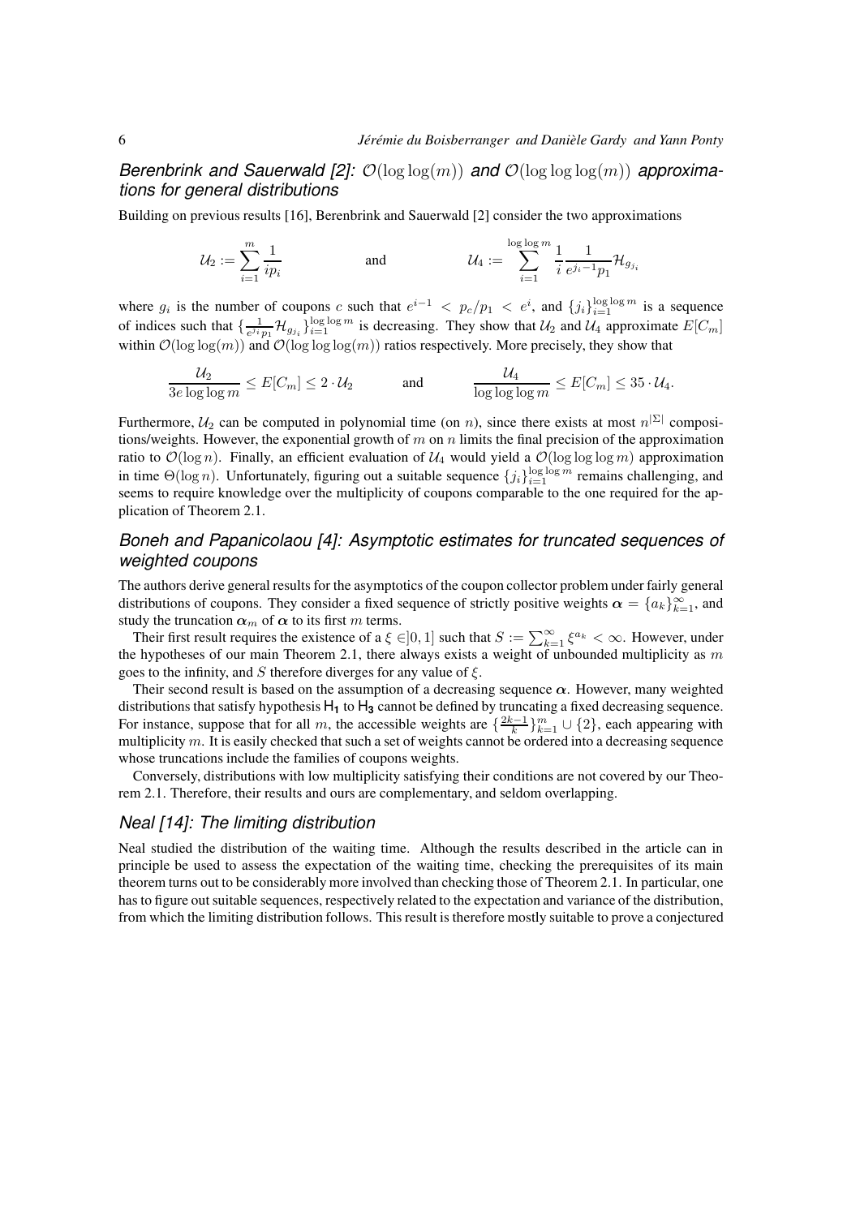### *Berenbrink and Sauerwald [2]:* $\mathcal{O}(\log\log(m))$ *and* $\mathcal{O}(\log\log\log(m))$ *approximations for general distributions*

Building on previous results [16], Berenbrink and Sauerwald [2] consider the two approximations

$$\mathcal{U}_2 := \sum_{i=1}^{m} \frac{1}{ip_i} \qquad \text{and} \qquad \mathcal{U}_4 := \sum_{i=1}^{\log\log m} \frac{1}{i} \frac{1}{e^{j_i - 1} p_1} \mathcal{H}_{g_{j_i}}$$

where $g_i$ is the number of coupons $c$ such that $e^{i-1} < p_c/p_1 < e^i$, and $\{j_i\}_{i=1}^{\log\log m}$ is a sequence of indices such that $\{\frac{1}{e^{j_i} p_1}\mathcal{H}_{g_{j_i}}\}_{i=1}^{\log\log m}$ is decreasing. They show that $\mathcal{U}_2$ and $\mathcal{U}_4$ approximate $E[C_m]$ within $\mathcal{O}(\log\log(m))$ and $\mathcal{O}(\log\log\log(m))$ ratios respectively. More precisely, they show that

$$\frac{\mathcal{U}_2}{3e\log\log m} \le E[C_m] \le 2\cdot\mathcal{U}_2 \qquad \text{and} \qquad \frac{\mathcal{U}_4}{\log\log\log m} \le E[C_m] \le 35\cdot\mathcal{U}_4.$$

Furthermore, $\mathcal{U}_2$ can be computed in polynomial time (on $n$), since there exists at most $n^{|\Sigma|}$ compositions/weights. However, the exponential growth of $m$ on $n$ limits the final precision of the approximation ratio to $\mathcal{O}(\log n)$. Finally, an efficient evaluation of $\mathcal{U}_4$ would yield a $\mathcal{O}(\log\log\log m)$ approximation in time $\Theta(\log n)$. Unfortunately, figuring out a suitable sequence $\{j_i\}_{i=1}^{\log\log m}$ remains challenging, and seems to require knowledge over the multiplicity of coupons comparable to the one required for the application of Theorem 2.1.

### *Boneh and Papanicolaou [4]: Asymptotic estimates for truncated sequences of weighted coupons*

The authors derive general results for the asymptotics of the coupon collector problem under fairly general distributions of coupons. They consider a fixed sequence of strictly positive weights $\boldsymbol{\alpha} = \{a_k\}_{k=1}^{\infty}$, and study the truncation $\boldsymbol{\alpha}_m$ of $\boldsymbol{\alpha}$ to its first $m$ terms.

Their first result requires the existence of a $\xi \in ]0,1]$ such that $S := \sum_{k=1}^{\infty} \xi^{a_k} < \infty$. However, under the hypotheses of our main Theorem 2.1, there always exists a weight of unbounded multiplicity as $m$ goes to the infinity, and $S$ therefore diverges for any value of $\xi$.

Their second result is based on the assumption of a decreasing sequence $\boldsymbol{\alpha}$. However, many weighted distributions that satisfy hypothesis $\mathsf{H_1}$ to $\mathsf{H_3}$ cannot be defined by truncating a fixed decreasing sequence. For instance, suppose that for all $m$, the accessible weights are $\{\frac{2k-1}{k}\}_{k=1}^{m} \cup \{2\}$, each appearing with multiplicity $m$. It is easily checked that such a set of weights cannot be ordered into a decreasing sequence whose truncations include the families of coupons weights.

Conversely, distributions with low multiplicity satisfying their conditions are not covered by our Theorem 2.1. Therefore, their results and ours are complementary, and seldom overlapping.

### *Neal [14]: The limiting distribution*

Neal studied the distribution of the waiting time. Although the results described in the article can in principle be used to assess the expectation of the waiting time, checking the prerequisites of its main theorem turns out to be considerably more involved than checking those of Theorem 2.1. In particular, one has to figure out suitable sequences, respectively related to the expectation and variance of the distribution, from which the limiting distribution follows. This result is therefore mostly suitable to prove a conjectured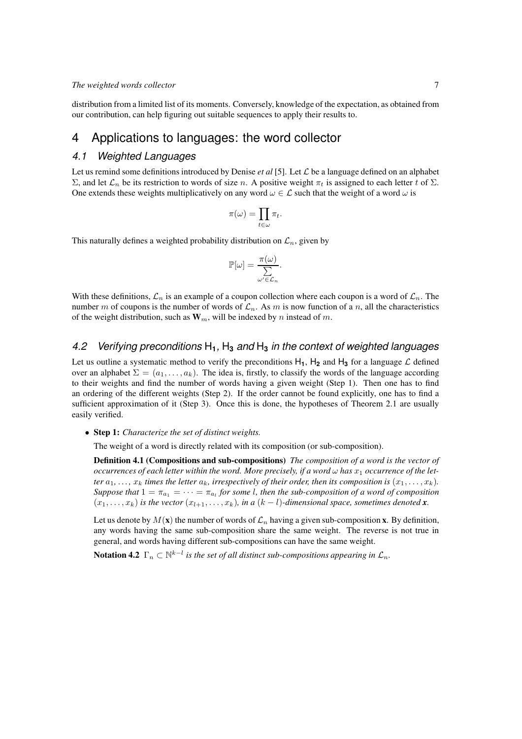distribution from a limited list of its moments. Conversely, knowledge of the expectation, as obtained from our contribution, can help figuring out suitable sequences to apply their results to.

# 4 Applications to languages: the word collector

## 4.1 Weighted Languages

Let us remind some definitions introduced by Denise *et al* [5]. Let $\mathcal{L}$ be a language defined on an alphabet $\Sigma$, and let $\mathcal{L}_n$ be its restriction to words of size $n$. A positive weight $\pi_t$ is assigned to each letter $t$ of $\Sigma$. One extends these weights multiplicatively on any word $\omega \in \mathcal{L}$ such that the weight of a word $\omega$ is

$$\pi(\omega) = \prod_{t \in \omega} \pi_t.$$

This naturally defines a weighted probability distribution on $\mathcal{L}_n$, given by

$$\mathbb{P}[\omega] = \frac{\pi(\omega)}{\sum\limits_{\omega' \in \mathcal{L}_n}}.$$

With these definitions, $\mathcal{L}_n$ is an example of a coupon collection where each coupon is a word of $\mathcal{L}_n$. The number $m$ of coupons is the number of words of $\mathcal{L}_n$. As $m$ is now function of a $n$, all the characteristics of the weight distribution, such as $\mathbf{W}_m$, will be indexed by $n$ instead of $m$.

## 4.2 Verifying preconditions $\mathsf{H_1}$, $\mathsf{H_3}$ and $\mathsf{H_3}$ in the context of weighted languages

Let us outline a systematic method to verify the preconditions $\mathsf{H_1}$, $\mathsf{H_2}$ and $\mathsf{H_3}$ for a language $\mathcal{L}$ defined over an alphabet $\Sigma = (a_1, \ldots, a_k)$. The idea is, firstly, to classify the words of the language according to their weights and find the number of words having a given weight (Step 1). Then one has to find an ordering of the different weights (Step 2). If the order cannot be found explicitly, one has to find a sufficient approximation of it (Step 3). Once this is done, the hypotheses of Theorem 2.1 are usually easily verified.

- **Step 1:** *Characterize the set of distinct weights.*

  The weight of a word is directly related with its composition (or sub-composition).

  **Definition 4.1 (Compositions and sub-compositions)** *The composition of a word is the vector of occurrences of each letter within the word. More precisely, if a word $\omega$ has $x_1$ occurrence of the letter $a_1$, …, $x_k$ times the letter $a_k$, irrespectively of their order, then its composition is $(x_1, \ldots, x_k)$. Suppose that $1 = \pi_{a_1} = \cdots = \pi_{a_l}$ for some $l$, then the sub-composition of a word of composition $(x_1, \ldots, x_k)$ is the vector $(x_{l+1}, \ldots, x_k)$, in a $(k-l)$-dimensional space, sometimes denoted $\boldsymbol{x}$.*

  Let us denote by $M(\mathbf{x})$ the number of words of $\mathcal{L}_n$ having a given sub-composition $\mathbf{x}$. By definition, any words having the same sub-composition share the same weight. The reverse is not true in general, and words having different sub-compositions can have the same weight.

  **Notation 4.2** *$\Gamma_n \subset \mathbb{N}^{k-l}$ is the set of all distinct sub-compositions appearing in $\mathcal{L}_n$.*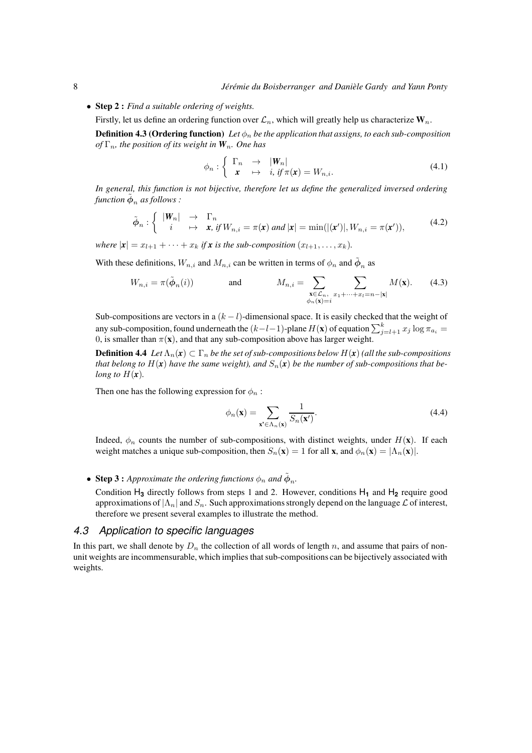- **Step 2 :** *Find a suitable ordering of weights.*

  Firstly, let us define an ordering function over $\mathcal{L}_n$, which will greatly help us characterize $\mathbf{W}_n$.

  **Definition 4.3 (Ordering function)** *Let $\phi_n$ be the application that assigns, to each sub-composition of $\Gamma_n$, the position of its weight in $\boldsymbol{W}_n$. One has*

$$\phi_n : \left\{ \begin{array}{ccl} \Gamma_n & \rightarrow & |\boldsymbol{W}_n| \\ \boldsymbol{x} & \mapsto & i, \text{ if } \pi(\boldsymbol{x}) = W_{n,i}. \end{array} \right. \tag{4.1}$$

  *In general, this function is not bijective, therefore let us define the generalized inversed ordering function $\tilde{\boldsymbol{\phi}}_n$ as follows :*

$$\tilde{\boldsymbol{\phi}}_n : \left\{ \begin{array}{ccl} |\boldsymbol{W}_n| & \rightarrow & \Gamma_n \\ i & \mapsto & \boldsymbol{x}, \text{ if } W_{n,i} = \pi(\boldsymbol{x}) \text{ and } |\boldsymbol{x}| = \min(|(\boldsymbol{x}')|, W_{n,i} = \pi(\boldsymbol{x}')), \end{array} \right. \tag{4.2}$$

  *where $|\boldsymbol{x}| = x_{l+1} + \cdots + x_k$ if $\boldsymbol{x}$ is the sub-composition $(x_{l+1}, \ldots, x_k)$.*

  With these definitions, $W_{n,i}$ and $M_{n,i}$ can be written in terms of $\phi_n$ and $\tilde{\boldsymbol{\phi}}_n$ as

$$W_{n,i} = \pi(\tilde{\boldsymbol{\phi}}_n(i)) \qquad \text{and} \qquad M_{n,i} = \sum_{\substack{\mathbf{x} \in \mathcal{L}_n, \\ \phi_n(\mathbf{x}) = i}} \sum_{x_1 + \cdots + x_l = n - |\mathbf{x}|} M(\mathbf{x}). \tag{4.3}$$

  Sub-compositions are vectors in a $(k-l)$-dimensional space. It is easily checked that the weight of any sub-composition, found underneath the $(k-l-1)$-plane $H(\mathbf{x})$ of equation $\sum_{j=l+1}^{k} x_j \log \pi_{a_i} = 0$, is smaller than $\pi(\mathbf{x})$, and that any sub-composition above has larger weight.

  **Definition 4.4** *Let $\Lambda_n(\boldsymbol{x}) \subset \Gamma_n$ be the set of sub-compositions below $H(\boldsymbol{x})$ (all the sub-compositions that belong to $H(\boldsymbol{x})$ have the same weight), and $S_n(\boldsymbol{x})$ be the number of sub-compositions that belong to $H(\boldsymbol{x})$.*

  Then one has the following expression for $\phi_n$ :

$$\phi_n(\mathbf{x}) = \sum_{\mathbf{x}' \in \Lambda_n(\mathbf{x})} \frac{1}{S_n(\mathbf{x}')}. \tag{4.4}$$

  Indeed, $\phi_n$ counts the number of sub-compositions, with distinct weights, under $H(\mathbf{x})$. If each weight matches a unique sub-composition, then $S_n(\mathbf{x}) = 1$ for all $\mathbf{x}$, and $\phi_n(\mathbf{x}) = |\Lambda_n(\mathbf{x})|$.

- **Step 3 :** *Approximate the ordering functions $\phi_n$ and $\tilde{\boldsymbol{\phi}}_n$.*

  Condition $\mathsf{H}_3$ directly follows from steps 1 and 2. However, conditions $\mathsf{H}_1$ and $\mathsf{H}_2$ require good approximations of $|\Lambda_n|$ and $S_n$. Such approximations strongly depend on the language $\mathcal{L}$ of interest, therefore we present several examples to illustrate the method.

### 4.3 Application to specific languages

In this part, we shall denote by $D_n$ the collection of all words of length $n$, and assume that pairs of non-unit weights are incommensurable, which implies that sub-compositions can be bijectively associated with weights.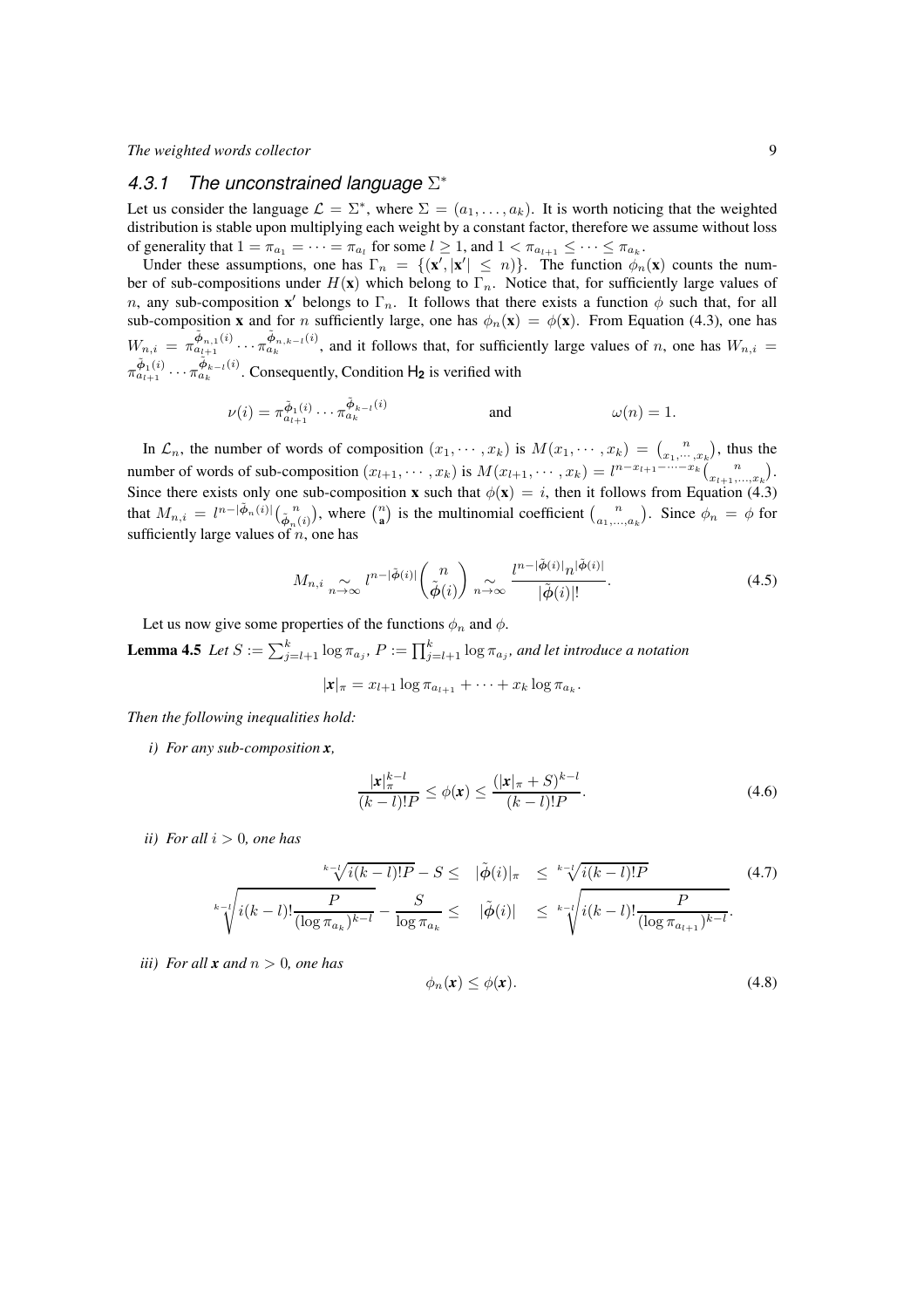### 4.3.1 The unconstrained language $\Sigma^*$

Let us consider the language $\mathcal{L} = \Sigma^*$, where $\Sigma = (a_1, \ldots, a_k)$. It is worth noticing that the weighted distribution is stable upon multiplying each weight by a constant factor, therefore we assume without loss of generality that $1 = \pi_{a_1} = \cdots = \pi_{a_l}$ for some $l \geq 1$, and $1 < \pi_{a_{l+1}} \leq \cdots \leq \pi_{a_k}$.

Under these assumptions, one has $\Gamma_n = \{(\mathbf{x}', |\mathbf{x}'| \leq n)\}$. The function $\phi_n(\mathbf{x})$ counts the number of sub-compositions under $H(\mathbf{x})$ which belong to $\Gamma_n$. Notice that, for sufficiently large values of $n$, any sub-composition $\mathbf{x}'$ belongs to $\Gamma_n$. It follows that there exists a function $\phi$ such that, for all sub-composition $\mathbf{x}$ and for $n$ sufficiently large, one has $\phi_n(\mathbf{x}) = \phi(\mathbf{x})$. From Equation (4.3), one has $W_{n,i} = \pi_{a_{l+1}}^{\tilde{\boldsymbol{\phi}}_{n,1}(i)} \cdots \pi_{a_k}^{\tilde{\boldsymbol{\phi}}_{n,k-l}(i)}$, and it follows that, for sufficiently large values of $n$, one has $W_{n,i} = \pi_{a_{l+1}}^{\tilde{\boldsymbol{\phi}}_{1}(i)} \cdots \pi_{a_k}^{\tilde{\boldsymbol{\phi}}_{k-l}(i)}$. Consequently, Condition $\mathsf{H_2}$ is verified with

$$\nu(i) = \pi_{a_{l+1}}^{\tilde{\boldsymbol{\phi}}_{1}(i)} \cdots \pi_{a_k}^{\tilde{\boldsymbol{\phi}}_{k-l}(i)} \qquad \text{and} \qquad \omega(n) = 1.$$

In $\mathcal{L}_n$, the number of words of composition $(x_1, \cdots, x_k)$ is $M(x_1, \cdots, x_k) = \binom{n}{x_1, \cdots, x_k}$, thus the number of words of sub-composition $(x_{l+1}, \cdots, x_k)$ is $M(x_{l+1}, \cdots, x_k) = l^{n - x_{l+1} - \cdots - x_k}\binom{n}{x_{l+1}, \ldots, x_k}$. Since there exists only one sub-composition $\mathbf{x}$ such that $\phi(\mathbf{x}) = i$, then it follows from Equation (4.3) that $M_{n,i} = l^{n - |\tilde{\boldsymbol{\phi}}_n(i)|}\binom{n}{\tilde{\boldsymbol{\phi}}_n(i)}$, where $\binom{n}{\mathbf{a}}$ is the multinomial coefficient $\binom{n}{a_1, \ldots, a_k}$. Since $\phi_n = \phi$ for sufficiently large values of $n$, one has

$$M_{n,i} \underset{n\to\infty}{\sim} l^{n - |\tilde{\boldsymbol{\phi}}(i)|}\binom{n}{\tilde{\boldsymbol{\phi}}(i)} \underset{n\to\infty}{\sim} \frac{l^{n - |\tilde{\boldsymbol{\phi}}(i)|} n^{|\tilde{\boldsymbol{\phi}}(i)|}}{|\tilde{\boldsymbol{\phi}}(i)|!}. \tag{4.5}$$

Let us now give some properties of the functions $\phi_n$ and $\phi$.

**Lemma 4.5** *Let $S := \sum_{j=l+1}^{k} \log \pi_{a_j}$, $P := \prod_{j=l+1}^{k} \log \pi_{a_j}$, and let introduce a notation*

$$|\boldsymbol{x}|_\pi = x_{l+1} \log \pi_{a_{l+1}} + \cdots + x_k \log \pi_{a_k}.$$

*Then the following inequalities hold:*

*i) For any sub-composition $\boldsymbol{x}$,*

$$\frac{|\boldsymbol{x}|_\pi^{k-l}}{(k-l)!P} \leq \phi(\boldsymbol{x}) \leq \frac{(|\boldsymbol{x}|_\pi + S)^{k-l}}{(k-l)!P}. \tag{4.6}$$

*ii) For all $i > 0$, one has*

$$\begin{aligned} \sqrt[k-l]{i(k-l)!P} - S \leq \quad & |\tilde{\boldsymbol{\phi}}(i)|_\pi \quad \leq \sqrt[k-l]{i(k-l)!P} \\ \sqrt[k-l]{i(k-l)!\frac{P}{(\log \pi_{a_k})^{k-l}}} - \frac{S}{\log \pi_{a_k}} \leq \quad & |\tilde{\boldsymbol{\phi}}(i)| \quad \leq \sqrt[k-l]{i(k-l)!\frac{P}{(\log \pi_{a_{l+1}})^{k-l}}}. \end{aligned} \tag{4.7}$$

*iii) For all $\boldsymbol{x}$ and $n > 0$, one has*

$$\phi_n(\boldsymbol{x}) \leq \phi(\boldsymbol{x}). \tag{4.8}$$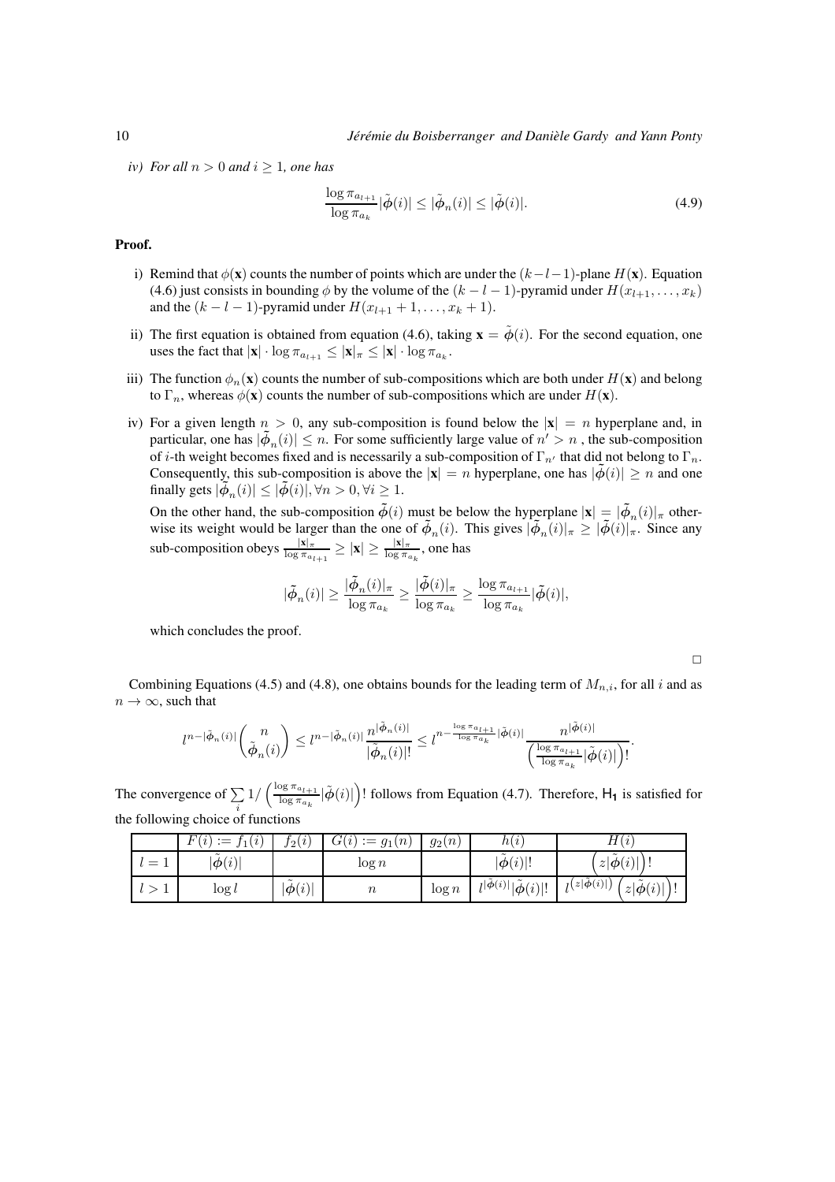*iv) For all $n > 0$ and $i \geq 1$, one has*

$$\frac{\log \pi_{a_{l+1}}}{\log \pi_{a_k}} |\tilde{\phi}(i)| \leq |\tilde{\phi}_n(i)| \leq |\tilde{\phi}(i)|. \tag{4.9}$$

**Proof.**

i) Remind that $\phi(\mathbf{x})$ counts the number of points which are under the $(k-l-1)$-plane $H(\mathbf{x})$. Equation (4.6) just consists in bounding $\phi$ by the volume of the $(k-l-1)$-pyramid under $H(x_{l+1}, \ldots, x_k)$ and the $(k-l-1)$-pyramid under $H(x_{l+1}+1, \ldots, x_k+1)$.

ii) The first equation is obtained from equation (4.6), taking $\mathbf{x} = \tilde{\phi}(i)$. For the second equation, one uses the fact that $|\mathbf{x}| \cdot \log \pi_{a_{l+1}} \leq |\mathbf{x}|_\pi \leq |\mathbf{x}| \cdot \log \pi_{a_k}$.

iii) The function $\phi_n(\mathbf{x})$ counts the number of sub-compositions which are both under $H(\mathbf{x})$ and belong to $\Gamma_n$, whereas $\phi(\mathbf{x})$ counts the number of sub-compositions which are under $H(\mathbf{x})$.

iv) For a given length $n > 0$, any sub-composition is found below the $|\mathbf{x}| = n$ hyperplane and, in particular, one has $|\tilde{\phi}_n(i)| \leq n$. For some sufficiently large value of $n' > n$, the sub-composition of $i$-th weight becomes fixed and is necessarily a sub-composition of $\Gamma_{n'}$ that did not belong to $\Gamma_n$. Consequently, this sub-composition is above the $|\mathbf{x}| = n$ hyperplane, one has $|\tilde{\phi}(i)| \geq n$ and one finally gets $|\tilde{\phi}_n(i)| \leq |\tilde{\phi}(i)|, \forall n > 0, \forall i \geq 1$.

On the other hand, the sub-composition $\tilde{\phi}(i)$ must be below the hyperplane $|\mathbf{x}| = |\tilde{\phi}_n(i)|_\pi$ otherwise its weight would be larger than the one of $\tilde{\phi}_n(i)$. This gives $|\tilde{\phi}_n(i)|_\pi \geq |\tilde{\phi}(i)|_\pi$. Since any sub-composition obeys $\frac{|\mathbf{x}|_\pi}{\log \pi_{a_{l+1}}} \geq |\mathbf{x}| \geq \frac{|\mathbf{x}|_\pi}{\log \pi_{a_k}}$, one has

$$|\tilde{\phi}_n(i)| \geq \frac{|\tilde{\phi}_n(i)|_\pi}{\log \pi_{a_k}} \geq \frac{|\tilde{\phi}(i)|_\pi}{\log \pi_{a_k}} \geq \frac{\log \pi_{a_{l+1}}}{\log \pi_{a_k}} |\tilde{\phi}(i)|,$$

which concludes the proof.

□

Combining Equations (4.5) and (4.8), one obtains bounds for the leading term of $M_{n,i}$, for all $i$ and as $n \to \infty$, such that

$$l^{n-|\tilde{\phi}_n(i)|} \binom{n}{\tilde{\phi}_n(i)} \leq l^{n-|\tilde{\phi}_n(i)|} \frac{n^{|\tilde{\phi}_n(i)|}}{|\tilde{\phi}_n(i)|!} \leq l^{n-\frac{\log \pi_{a_{l+1}}}{\log \pi_{a_k}}|\tilde{\phi}(i)|} \frac{n^{|\tilde{\phi}(i)|}}{\left(\frac{\log \pi_{a_{l+1}}}{\log \pi_{a_k}}|\tilde{\phi}(i)|\right)!}.$$

The convergence of $\sum_i 1/\left(\frac{\log \pi_{a_{l+1}}}{\log \pi_{a_k}}|\tilde{\phi}(i)|\right)!$ follows from Equation (4.7). Therefore, $\mathsf{H_1}$ is satisfied for the following choice of functions

| | $F(i) := f_1(i)$ | $f_2(i)$ | $G(i) := g_1(n)$ | $g_2(n)$ | $h(i)$ | $H(i)$ |
|---|---|---|---|---|---|---|
| $l = 1$ | $\lvert\tilde{\phi}(i)\rvert$ | | $\log n$ | | $\lvert\tilde{\phi}(i)\rvert!$ | $\left(z\lvert\tilde{\phi}(i)\rvert\right)!$ |
| $l > 1$ | $\log l$ | $\lvert\tilde{\phi}(i)\rvert$ | $n$ | $\log n$ | $l^{\lvert\tilde{\phi}(i)\rvert}\lvert\tilde{\phi}(i)\rvert!$ | $l^{\left(z\lvert\tilde{\phi}(i)\rvert\right)}\left(z\lvert\tilde{\phi}(i)\rvert\right)!$ |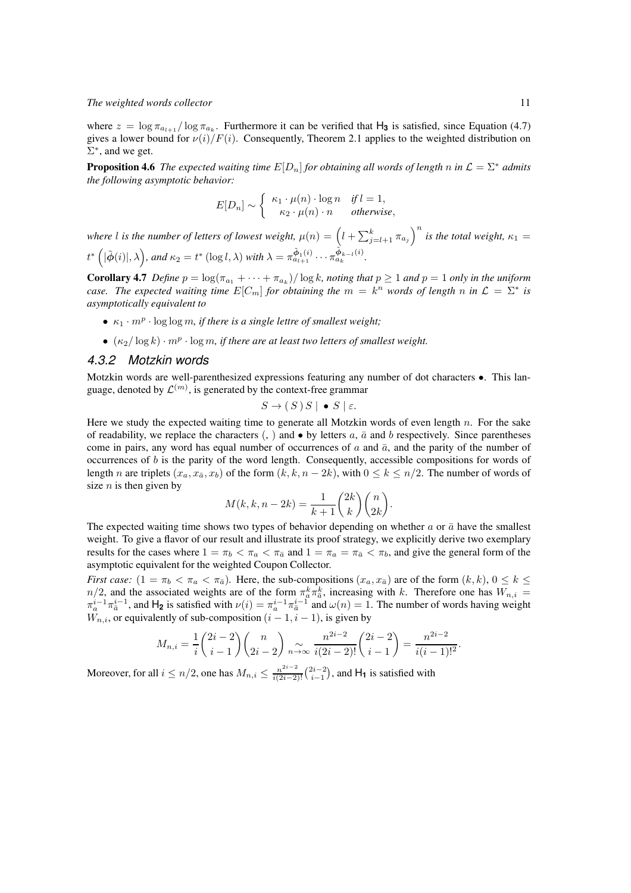where $z = \log \pi_{a_{l+1}} / \log \pi_{a_k}$. Furthermore it can be verified that $\mathsf{H_3}$ is satisfied, since Equation (4.7) gives a lower bound for $\nu(i)/F(i)$. Consequently, Theorem 2.1 applies to the weighted distribution on $\Sigma^*$, and we get.

**Proposition 4.6** *The expected waiting time $E[D_n]$ for obtaining all words of length $n$ in $\mathcal{L} = \Sigma^*$ admits the following asymptotic behavior:*

$$E[D_n] \sim \begin{cases} \kappa_1 \cdot \mu(n) \cdot \log n & \text{if } l = 1, \\ \kappa_2 \cdot \mu(n) \cdot n & \text{otherwise}, \end{cases}$$

*where $l$ is the number of letters of lowest weight, $\mu(n) = \left(l + \sum_{j=l+1}^{k} \pi_{a_j}\right)^n$ is the total weight, $\kappa_1 = t^*\left(|\tilde{\phi}(i)|, \lambda\right)$, and $\kappa_2 = t^*(\log l, \lambda)$ with $\lambda = \pi_{a_{l+1}}^{\tilde{\phi}_1(i)} \cdots \pi_{a_k}^{\tilde{\phi}_{k-l}(i)}$.*

**Corollary 4.7** *Define $p = \log(\pi_{a_1} + \cdots + \pi_{a_k})/\log k$, noting that $p \geq 1$ and $p = 1$ only in the uniform case. The expected waiting time $E[C_m]$ for obtaining the $m = k^n$ words of length $n$ in $\mathcal{L} = \Sigma^*$ is asymptotically equivalent to*

- *$\kappa_1 \cdot m^p \cdot \log\log m$, if there is a single lettre of smallest weight;*
- *$(\kappa_2/\log k) \cdot m^p \cdot \log m$, if there are at least two letters of smallest weight.*

### 4.3.2 Motzkin words

Motzkin words are well-parenthesized expressions featuring any number of dot characters $\bullet$. This language, denoted by $\mathcal{L}^{(m)}$, is generated by the context-free grammar

$$S \to (\,S\,)\,S \mid \bullet\, S \mid \varepsilon.$$

Here we study the expected waiting time to generate all Motzkin words of even length $n$. For the sake of readability, we replace the characters (, ) and $\bullet$ by letters $a$, $\bar{a}$ and $b$ respectively. Since parentheses come in pairs, any word has equal number of occurrences of $a$ and $\bar{a}$, and the parity of the number of occurrences of $b$ is the parity of the word length. Consequently, accessible compositions for words of length $n$ are triplets $(x_a, x_{\bar{a}}, x_b)$ of the form $(k, k, n-2k)$, with $0 \leq k \leq n/2$. The number of words of size $n$ is then given by

$$M(k, k, n-2k) = \frac{1}{k+1}\binom{2k}{k}\binom{n}{2k}.$$

The expected waiting time shows two types of behavior depending on whether $a$ or $\bar{a}$ have the smallest weight. To give a flavor of our result and illustrate its proof strategy, we explicitly derive two exemplary results for the cases where $1 = \pi_b < \pi_a < \pi_{\bar{a}}$ and $1 = \pi_a = \pi_{\bar{a}} < \pi_b$, and give the general form of the asymptotic equivalent for the weighted Coupon Collector.

*First case:* $(1 = \pi_b < \pi_a < \pi_{\bar{a}})$. Here, the sub-compositions $(x_a, x_{\bar{a}})$ are of the form $(k, k)$, $0 \leq k \leq n/2$, and the associated weights are of the form $\pi_a^k \pi_{\bar{a}}^k$, increasing with $k$. Therefore one has $W_{n,i} = \pi_a^{i-1}\pi_{\bar{a}}^{i-1}$, and $\mathsf{H_2}$ is satisfied with $\nu(i) = \pi_a^{i-1}\pi_{\bar{a}}^{i-1}$ and $\omega(n) = 1$. The number of words having weight $W_{n,i}$, or equivalently of sub-composition $(i-1, i-1)$, is given by

$$M_{n,i} = \frac{1}{i}\binom{2i-2}{i-1}\binom{n}{2i-2} \underset{n\to\infty}{\sim} \frac{n^{2i-2}}{i(2i-2)!}\binom{2i-2}{i-1} = \frac{n^{2i-2}}{i(i-1)!^2}.$$

Moreover, for all $i \leq n/2$, one has $M_{n,i} \leq \frac{n^{2i-2}}{i(2i-2)!}\binom{2i-2}{i-1}$, and $\mathsf{H_1}$ is satisfied with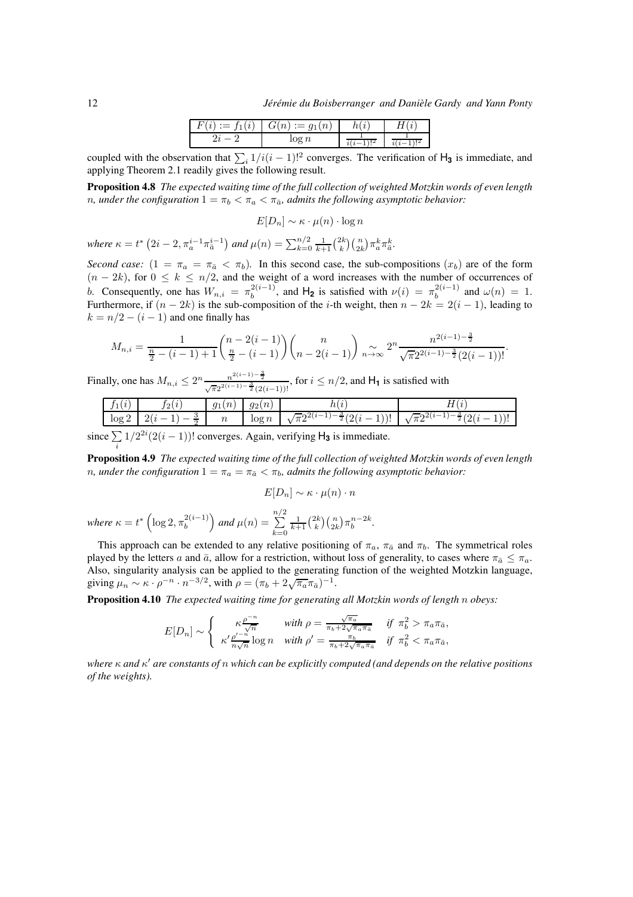| $F(i) := f_1(i)$ | $G(n) := g_1(n)$ | $h(i)$ | $H(i)$ |
|---|---|---|---|
| $2i-2$ | $\log n$ | $\frac{1}{i(i-1)!^2}$ | $\frac{1}{i(i-1)!^2}$ |

coupled with the observation that $\sum_i 1/i(i-1)!^2$ converges. The verification of $\mathsf{H_3}$ is immediate, and applying Theorem 2.1 readily gives the following result.

**Proposition 4.8** *The expected waiting time of the full collection of weighted Motzkin words of even length $n$, under the configuration $1 = \pi_b < \pi_a < \pi_{\bar{a}}$, admits the following asymptotic behavior:*

$$E[D_n] \sim \kappa \cdot \mu(n) \cdot \log n$$

*where* $\kappa = t^*\left(2i-2, \pi_a^{i-1}\pi_{\bar{a}}^{i-1}\right)$ *and* $\mu(n) = \sum_{k=0}^{n/2} \frac{1}{k+1}\binom{2k}{k}\binom{n}{2k}\pi_a^k\pi_{\bar{a}}^k$.

*Second case:* $(1 = \pi_a = \pi_{\bar{a}} < \pi_b)$. In this second case, the sub-compositions $(x_b)$ are of the form $(n-2k)$, for $0 \leq k \leq n/2$, and the weight of a word increases with the number of occurrences of $b$. Consequently, one has $W_{n,i} = \pi_b^{2(i-1)}$, and $\mathsf{H_2}$ is satisfied with $\nu(i) = \pi_b^{2(i-1)}$ and $\omega(n) = 1$. Furthermore, if $(n-2k)$ is the sub-composition of the $i$-th weight, then $n - 2k = 2(i-1)$, leading to $k = n/2 - (i-1)$ and one finally has

$$M_{n,i} = \frac{1}{\frac{n}{2} - (i-1) + 1}\binom{n-2(i-1)}{\frac{n}{2}-(i-1)}\binom{n}{n-2(i-1)} \underset{n\to\infty}{\sim} 2^n \frac{n^{2(i-1)-\frac{3}{2}}}{\sqrt{\pi}2^{2(i-1)-\frac{3}{2}}(2(i-1))!}.$$

Finally, one has $M_{n,i} \leq 2^n \frac{n^{2(i-1)-\frac{3}{2}}}{\sqrt{\pi}2^{2(i-1)-\frac{3}{2}}(2(i-1))!}$, for $i \leq n/2$, and $\mathsf{H_1}$ is satisfied with

| $f_1(i)$ | $f_2(i)$ | $g_1(n)$ | $g_2(n)$ | $h(i)$ | $H(i)$ |
|---|---|---|---|---|---|
| $\log 2$ | $2(i-1)-\frac{3}{2}$ | $n$ | $\log n$ | $\sqrt{\pi}2^{2(i-1)-\frac{3}{2}}(2(i-1))!$ | $\sqrt{\pi}2^{2(i-1)-\frac{3}{2}}(2(i-1))!$ |

since $\sum_i 1/2^{2i}(2(i-1))!$ converges. Again, verifying $\mathsf{H_3}$ is immediate.

**Proposition 4.9** *The expected waiting time of the full collection of weighted Motzkin words of even length $n$, under the configuration $1 = \pi_a = \pi_{\bar{a}} < \pi_b$, admits the following asymptotic behavior:*

$$E[D_n] \sim \kappa \cdot \mu(n) \cdot n$$

*where* $\kappa = t^*\left(\log 2, \pi_b^{2(i-1)}\right)$ *and* $\mu(n) = \sum_{k=0}^{n/2} \frac{1}{k+1}\binom{2k}{k}\binom{n}{2k}\pi_b^{n-2k}$.

This approach can be extended to any relative positioning of $\pi_a$, $\pi_{\bar{a}}$ and $\pi_b$. The symmetrical roles played by the letters $a$ and $\bar{a}$, allow for a restriction, without loss of generality, to cases where $\pi_{\bar{a}} \leq \pi_a$. Also, singularity analysis can be applied to the generating function of the weighted Motzkin language, giving $\mu_n \sim \kappa \cdot \rho^{-n} \cdot n^{-3/2}$, with $\rho = (\pi_b + 2\sqrt{\pi_a}\pi_{\bar{a}})^{-1}$.

**Proposition 4.10** *The expected waiting time for generating all Motzkin words of length $n$ obeys:*

$$E[D_n] \sim \begin{cases} \kappa\frac{\rho^{-n}}{\sqrt{n}} & \text{with } \rho = \frac{\sqrt{\pi_a}}{\pi_b + 2\sqrt{\pi_a\pi_{\bar{a}}}} & \text{if } \pi_b^2 > \pi_a\pi_{\bar{a}}, \\ \kappa'\frac{\rho'^{-n}}{n\sqrt{n}}\log n & \text{with } \rho' = \frac{\pi_b}{\pi_b + 2\sqrt{\pi_a\pi_{\bar{a}}}} & \text{if } \pi_b^2 < \pi_a\pi_{\bar{a}}, \end{cases}$$

*where $\kappa$ and $\kappa'$ are constants of $n$ which can be explicitly computed (and depends on the relative positions of the weights).*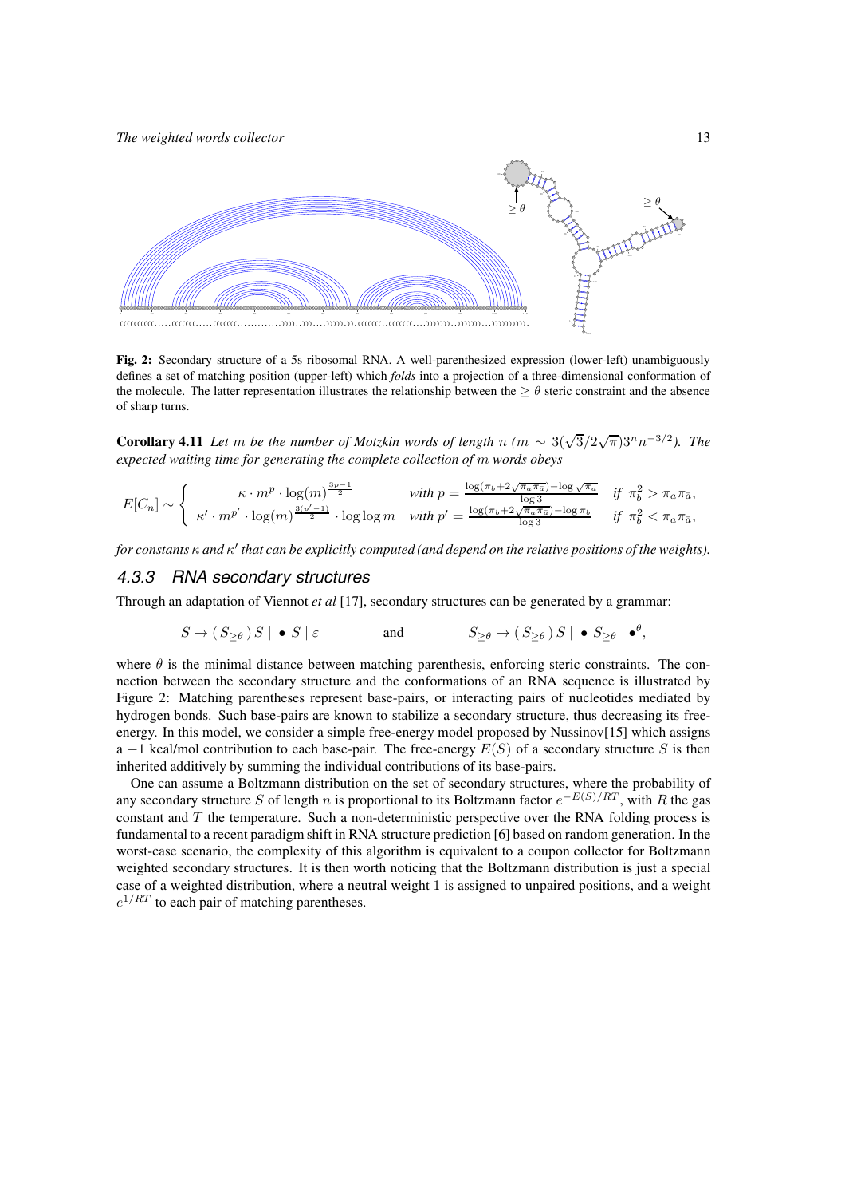**Fig. 2:** Secondary structure of a 5s ribosomal RNA. A well-parenthesized expression (lower-left) unambiguously defines a set of matching position (upper-left) which *folds* into a projection of a three-dimensional conformation of the molecule. The latter representation illustrates the relationship between the $\geq \theta$ steric constraint and the absence of sharp turns.

**Corollary 4.11** *Let $m$ be the number of Motzkin words of length $n$ ($m \sim 3(\sqrt{3}/2\sqrt{\pi})3^n n^{-3/2}$). The expected waiting time for generating the complete collection of $m$ words obeys*

$$E[C_n] \sim \begin{cases} \kappa \cdot m^p \cdot \log(m)^{\frac{3p-1}{2}} & \text{with } p = \frac{\log(\pi_b + 2\sqrt{\pi_a \pi_{\bar{a}}}) - \log\sqrt{\pi_a}}{\log 3} \quad \text{if } \pi_b^2 > \pi_a \pi_{\bar{a}}, \\ \kappa' \cdot m^{p'} \cdot \log(m)^{\frac{3(p'-1)}{2}} \cdot \log\log m & \text{with } p' = \frac{\log(\pi_b + 2\sqrt{\pi_a \pi_{\bar{a}}}) - \log \pi_b}{\log 3} \quad \text{if } \pi_b^2 < \pi_a \pi_{\bar{a}}, \end{cases}$$

*for constants $\kappa$ and $\kappa'$ that can be explicitly computed (and depend on the relative positions of the weights).*

### 4.3.3 RNA secondary structures

Through an adaptation of Viennot *et al* [17], secondary structures can be generated by a grammar:

$$S \to (\, S_{\geq\theta}\,)\, S \mid \bullet\, S \mid \varepsilon \qquad \text{and} \qquad S_{\geq\theta} \to (\, S_{\geq\theta}\,)\, S \mid \bullet\, S_{\geq\theta} \mid \bullet^{\theta},$$

where $\theta$ is the minimal distance between matching parenthesis, enforcing steric constraints. The connection between the secondary structure and the conformations of an RNA sequence is illustrated by Figure 2: Matching parentheses represent base-pairs, or interacting pairs of nucleotides mediated by hydrogen bonds. Such base-pairs are known to stabilize a secondary structure, thus decreasing its free-energy. In this model, we consider a simple free-energy model proposed by Nussinov[15] which assigns a $-1$ kcal/mol contribution to each base-pair. The free-energy $E(S)$ of a secondary structure $S$ is then inherited additively by summing the individual contributions of its base-pairs.

One can assume a Boltzmann distribution on the set of secondary structures, where the probability of any secondary structure $S$ of length $n$ is proportional to its Boltzmann factor $e^{-E(S)/RT}$, with $R$ the gas constant and $T$ the temperature. Such a non-deterministic perspective over the RNA folding process is fundamental to a recent paradigm shift in RNA structure prediction [6] based on random generation. In the worst-case scenario, the complexity of this algorithm is equivalent to a coupon collector for Boltzmann weighted secondary structures. It is then worth noticing that the Boltzmann distribution is just a special case of a weighted distribution, where a neutral weight 1 is assigned to unpaired positions, and a weight $e^{1/RT}$ to each pair of matching parentheses.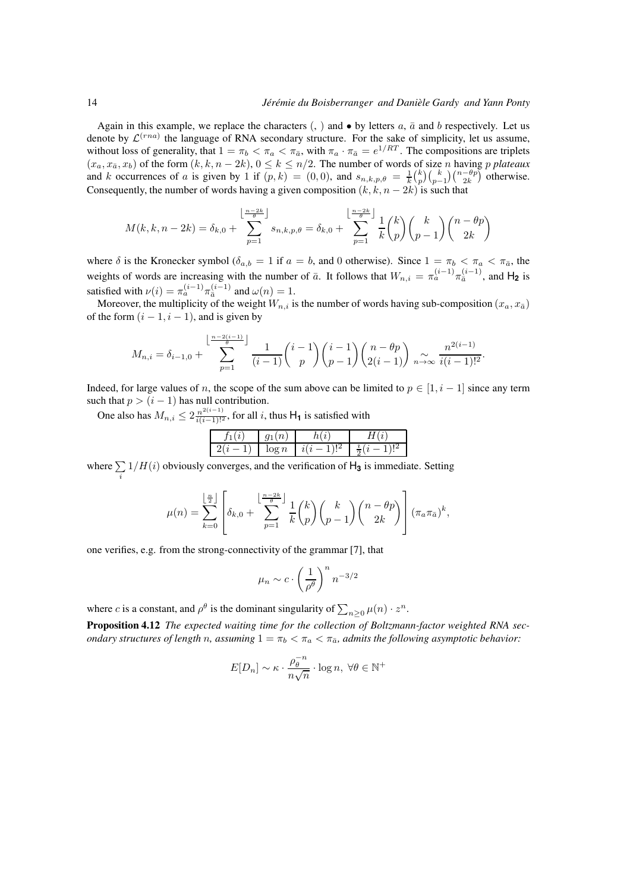Again in this example, we replace the characters (, ) and • by letters $a$, $\bar{a}$ and $b$ respectively. Let us denote by $\mathcal{L}^{(rna)}$ the language of RNA secondary structure. For the sake of simplicity, let us assume, without loss of generality, that $1 = \pi_b < \pi_a < \pi_{\bar{a}}$, with $\pi_a \cdot \pi_{\bar{a}} = e^{1/RT}$. The compositions are triplets $(x_a, x_{\bar{a}}, x_b)$ of the form $(k, k, n-2k)$, $0 \leq k \leq n/2$. The number of words of size $n$ having $p$ *plateaux* and $k$ occurrences of $a$ is given by 1 if $(p,k) = (0,0)$, and $s_{n,k,p,\theta} = \frac{1}{k}\binom{k}{p}\binom{k}{p-1}\binom{n-\theta p}{2k}$ otherwise. Consequently, the number of words having a given composition $(k, k, n-2k)$ is such that

$$M(k,k,n-2k) = \delta_{k,0} + \sum_{p=1}^{\lfloor \frac{n-2k}{\theta} \rfloor} s_{n,k,p,\theta} = \delta_{k,0} + \sum_{p=1}^{\lfloor \frac{n-2k}{\theta} \rfloor} \frac{1}{k}\binom{k}{p}\binom{k}{p-1}\binom{n-\theta p}{2k}$$

where $\delta$ is the Kronecker symbol ($\delta_{a,b} = 1$ if $a = b$, and 0 otherwise). Since $1 = \pi_b < \pi_a < \pi_{\bar{a}}$, the weights of words are increasing with the number of $\bar{a}$. It follows that $W_{n,i} = \pi_a^{(i-1)}\pi_{\bar{a}}^{(i-1)}$, and $\mathsf{H_2}$ is satisfied with $\nu(i) = \pi_a^{(i-1)}\pi_{\bar{a}}^{(i-1)}$ and $\omega(n) = 1$.

Moreover, the multiplicity of the weight $W_{n,i}$ is the number of words having sub-composition $(x_a, x_{\bar{a}})$ of the form $(i-1, i-1)$, and is given by

$$M_{n,i} = \delta_{i-1,0} + \sum_{p=1}^{\lfloor \frac{n-2(i-1)}{\theta} \rfloor} \frac{1}{(i-1)}\binom{i-1}{p}\binom{i-1}{p-1}\binom{n-\theta p}{2(i-1)} \underset{n\to\infty}{\sim} \frac{n^{2(i-1)}}{i(i-1)!^2}.$$

Indeed, for large values of $n$, the scope of the sum above can be limited to $p \in [1, i-1]$ since any term such that $p > (i-1)$ has null contribution.

One also has $M_{n,i} \leq 2\frac{n^{2(i-1)}}{i(i-1)!^2}$, for all $i$, thus $\mathsf{H_1}$ is satisfied with

| $f_1(i)$ | $g_1(n)$ | $h(i)$ | $H(i)$ |
|---|---|---|---|
| $2(i-1)$ | $\log n$ | $i(i-1)!^2$ | $\frac{i}{2}(i-1)!^2$ |

where $\sum_i 1/H(i)$ obviously converges, and the verification of $\mathsf{H_3}$ is immediate. Setting

$$\mu(n) = \sum_{k=0}^{\lfloor \frac{n}{2} \rfloor}\left[\delta_{k,0} + \sum_{p=1}^{\lfloor \frac{n-2k}{\theta} \rfloor} \frac{1}{k}\binom{k}{p}\binom{k}{p-1}\binom{n-\theta p}{2k}\right](\pi_a\pi_{\bar{a}})^k,$$

one verifies, e.g. from the strong-connectivity of the grammar [7], that

$$\mu_n \sim c \cdot \left(\frac{1}{\rho^\theta}\right)^n n^{-3/2}$$

where $c$ is a constant, and $\rho^\theta$ is the dominant singularity of $\sum_{n\geq 0}\mu(n)\cdot z^n$.

**Proposition 4.12** *The expected waiting time for the collection of Boltzmann-factor weighted RNA secondary structures of length $n$, assuming $1 = \pi_b < \pi_a < \pi_{\bar{a}}$, admits the following asymptotic behavior:*

$$E[D_n] \sim \kappa \cdot \frac{\rho_\theta^{-n}}{n\sqrt{n}} \cdot \log n, \ \forall \theta \in \mathbb{N}^+$$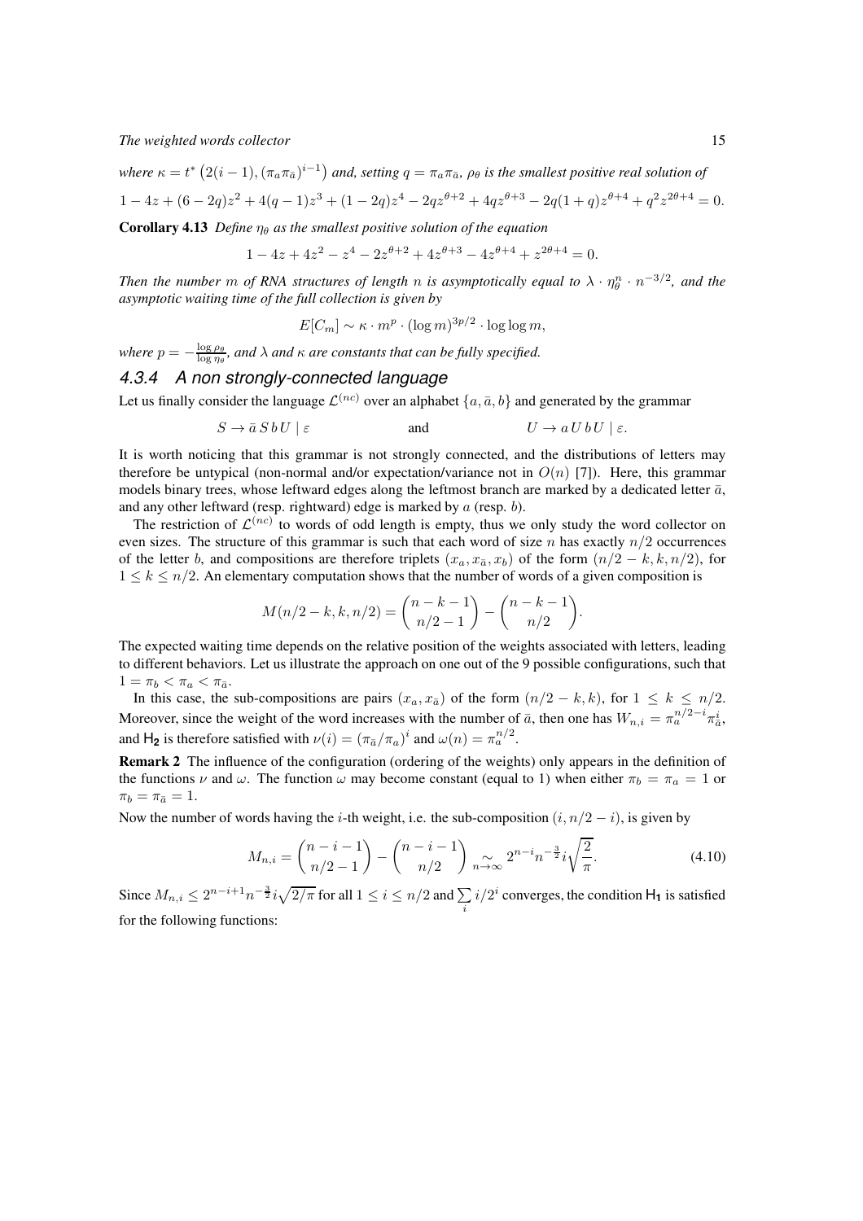where $\kappa = t^*\left(2(i-1), (\pi_a \pi_{\bar{a}})^{i-1}\right)$ and, setting $q = \pi_a \pi_{\bar{a}}$, $\rho_\theta$ is the smallest positive real solution of

$$1 - 4z + (6-2q)z^2 + 4(q-1)z^3 + (1-2q)z^4 - 2qz^{\theta+2} + 4qz^{\theta+3} - 2q(1+q)z^{\theta+4} + q^2 z^{2\theta+4} = 0.$$

**Corollary 4.13** *Define $\eta_\theta$ as the smallest positive solution of the equation*

$$1 - 4z + 4z^2 - z^4 - 2z^{\theta+2} + 4z^{\theta+3} - 4z^{\theta+4} + z^{2\theta+4} = 0.$$

*Then the number $m$ of RNA structures of length $n$ is asymptotically equal to $\lambda \cdot \eta_\theta^n \cdot n^{-3/2}$, and the asymptotic waiting time of the full collection is given by*

$$E[C_m] \sim \kappa \cdot m^p \cdot (\log m)^{3p/2} \cdot \log\log m,$$

*where $p = -\frac{\log \rho_\theta}{\log \eta_\theta}$, and $\lambda$ and $\kappa$ are constants that can be fully specified.*

### 4.3.4 A non strongly-connected language

Let us finally consider the language $\mathcal{L}^{(nc)}$ over an alphabet $\{a, \bar{a}, b\}$ and generated by the grammar

$$S \to \bar{a}\, S\, b\, U \mid \varepsilon \qquad\qquad \text{and} \qquad\qquad U \to a\, U\, b\, U \mid \varepsilon.$$

It is worth noticing that this grammar is not strongly connected, and the distributions of letters may therefore be untypical (non-normal and/or expectation/variance not in $O(n)$ [7]). Here, this grammar models binary trees, whose leftward edges along the leftmost branch are marked by a dedicated letter $\bar{a}$, and any other leftward (resp. rightward) edge is marked by $a$ (resp. $b$).

The restriction of $\mathcal{L}^{(nc)}$ to words of odd length is empty, thus we only study the word collector on even sizes. The structure of this grammar is such that each word of size $n$ has exactly $n/2$ occurrences of the letter $b$, and compositions are therefore triplets $(x_a, x_{\bar{a}}, x_b)$ of the form $(n/2-k, k, n/2)$, for $1 \leq k \leq n/2$. An elementary computation shows that the number of words of a given composition is

$$M(n/2-k, k, n/2) = \binom{n-k-1}{n/2-1} - \binom{n-k-1}{n/2}.$$

The expected waiting time depends on the relative position of the weights associated with letters, leading to different behaviors. Let us illustrate the approach on one out of the 9 possible configurations, such that $1 = \pi_b < \pi_a < \pi_{\bar{a}}$.

In this case, the sub-compositions are pairs $(x_a, x_{\bar{a}})$ of the form $(n/2-k, k)$, for $1 \leq k \leq n/2$. Moreover, since the weight of the word increases with the number of $\bar{a}$, then one has $W_{n,i} = \pi_a^{n/2-i}\pi_{\bar{a}}^i$, and $\mathsf{H_2}$ is therefore satisfied with $\nu(i) = (\pi_{\bar{a}}/\pi_a)^i$ and $\omega(n) = \pi_a^{n/2}$.

**Remark 2** The influence of the configuration (ordering of the weights) only appears in the definition of the functions $\nu$ and $\omega$. The function $\omega$ may become constant (equal to 1) when either $\pi_b = \pi_a = 1$ or $\pi_b = \pi_{\bar{a}} = 1$.

Now the number of words having the $i$-th weight, i.e. the sub-composition $(i, n/2-i)$, is given by

$$M_{n,i} = \binom{n-i-1}{n/2-1} - \binom{n-i-1}{n/2} \underset{n\to\infty}{\sim} 2^{n-i} n^{-\frac{3}{2}} i \sqrt{\frac{2}{\pi}}. \tag{4.10}$$

Since $M_{n,i} \leq 2^{n-i+1} n^{-\frac{3}{2}} i\sqrt{2/\pi}$ for all $1 \leq i \leq n/2$ and $\sum_i i/2^i$ converges, the condition $\mathsf{H_1}$ is satisfied for the following functions: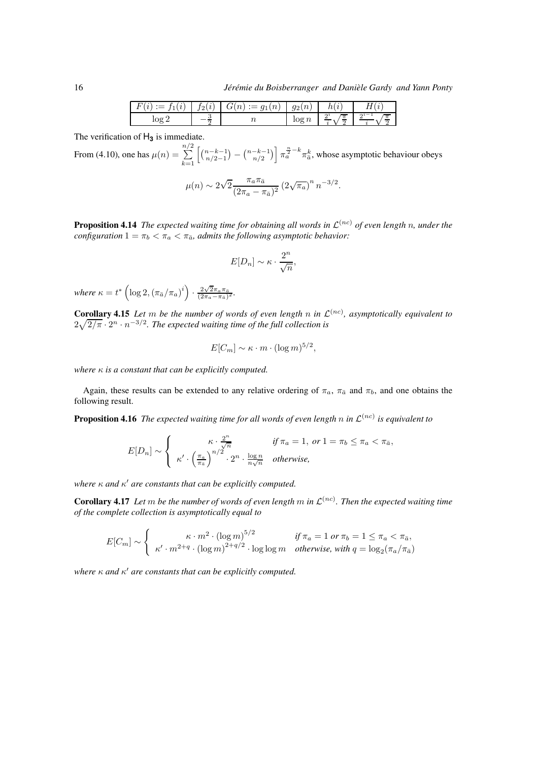| $F(i) := f_1(i)$ | $f_2(i)$ | $G(n) := g_1(n)$ | $g_2(n)$ | $h(i)$ | $H(i)$ |
|---|---|---|---|---|---|
| $\log 2$ | $-\frac{3}{2}$ | $n$ | $\log n$ | $\frac{2^i}{i}\sqrt{\frac{\pi}{2}}$ | $\frac{2^{i-1}}{i}\sqrt{\frac{\pi}{2}}$ |

The verification of $\mathsf{H_3}$ is immediate.

From (4.10), one has $\mu(n) = \sum_{k=1}^{n/2} \left[\binom{n-k-1}{n/2-1} - \binom{n-k-1}{n/2}\right] \pi_a^{\frac{n}{2}-k} \pi_{\bar{a}}^k$, whose asymptotic behaviour obeys

$$\mu(n) \sim 2\sqrt{2}\frac{\pi_a \pi_{\bar{a}}}{(2\pi_a - \pi_{\bar{a}})^2}\left(2\sqrt{\pi_a}\right)^n n^{-3/2}.$$

**Proposition 4.14** *The expected waiting time for obtaining all words in $\mathcal{L}^{(nc)}$ of even length $n$, under the configuration $1 = \pi_b < \pi_a < \pi_{\bar{a}}$, admits the following asymptotic behavior:*

$$E[D_n] \sim \kappa \cdot \frac{2^n}{\sqrt{n}},$$

*where $\kappa = t^*\left(\log 2, (\pi_{\bar{a}}/\pi_a)^i\right) \cdot \frac{2\sqrt{2}\pi_a\pi_{\bar{a}}}{(2\pi_a - \pi_{\bar{a}})^2}$.*

**Corollary 4.15** *Let $m$ be the number of words of even length $n$ in $\mathcal{L}^{(nc)}$, asymptotically equivalent to $2\sqrt{2/\pi} \cdot 2^n \cdot n^{-3/2}$. The expected waiting time of the full collection is*

$$E[C_m] \sim \kappa \cdot m \cdot (\log m)^{5/2},$$

*where $\kappa$ is a constant that can be explicitly computed.*

Again, these results can be extended to any relative ordering of $\pi_a$, $\pi_{\bar{a}}$ and $\pi_b$, and one obtains the following result.

**Proposition 4.16** *The expected waiting time for all words of even length $n$ in $\mathcal{L}^{(nc)}$ is equivalent to*

$$E[D_n] \sim \begin{cases} \kappa \cdot \frac{2^n}{\sqrt{n}} & \text{if } \pi_a = 1, \text{ or } 1 = \pi_b \leq \pi_a < \pi_{\bar{a}}, \\ \kappa' \cdot \left(\frac{\pi_a}{\pi_{\bar{a}}}\right)^{n/2} \cdot 2^n \cdot \frac{\log n}{n\sqrt{n}} & \text{otherwise,} \end{cases}$$

*where $\kappa$ and $\kappa'$ are constants that can be explicitly computed.*

**Corollary 4.17** *Let $m$ be the number of words of even length $m$ in $\mathcal{L}^{(nc)}$. Then the expected waiting time of the complete collection is asymptotically equal to*

$$E[C_m] \sim \begin{cases} \kappa \cdot m^2 \cdot (\log m)^{5/2} & \text{if } \pi_a = 1 \text{ or } \pi_b = 1 \leq \pi_a < \pi_{\bar{a}}, \\ \kappa' \cdot m^{2+q} \cdot (\log m)^{2+q/2} \cdot \log\log m & \text{otherwise, with } q = \log_2(\pi_a/\pi_{\bar{a}}) \end{cases}$$

*where $\kappa$ and $\kappa'$ are constants that can be explicitly computed.*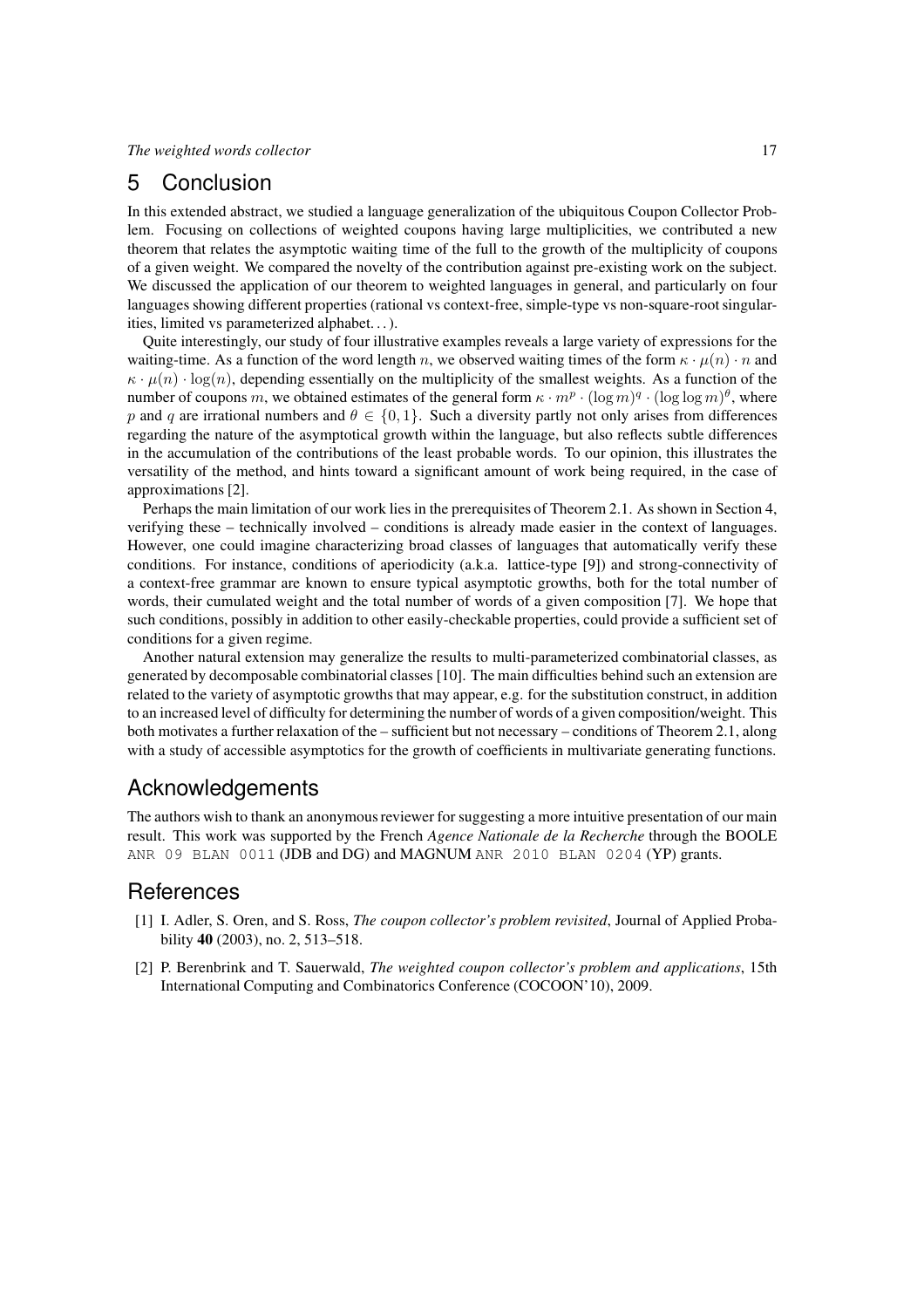## 5 Conclusion

In this extended abstract, we studied a language generalization of the ubiquitous Coupon Collector Problem. Focusing on collections of weighted coupons having large multiplicities, we contributed a new theorem that relates the asymptotic waiting time of the full to the growth of the multiplicity of coupons of a given weight. We compared the novelty of the contribution against pre-existing work on the subject. We discussed the application of our theorem to weighted languages in general, and particularly on four languages showing different properties (rational vs context-free, simple-type vs non-square-root singularities, limited vs parameterized alphabet. . . ).

Quite interestingly, our study of four illustrative examples reveals a large variety of expressions for the waiting-time. As a function of the word length $n$, we observed waiting times of the form $\kappa \cdot \mu(n) \cdot n$ and $\kappa \cdot \mu(n) \cdot \log(n)$, depending essentially on the multiplicity of the smallest weights. As a function of the number of coupons $m$, we obtained estimates of the general form $\kappa \cdot m^p \cdot (\log m)^q \cdot (\log\log m)^\theta$, where $p$ and $q$ are irrational numbers and $\theta \in \{0, 1\}$. Such a diversity partly not only arises from differences regarding the nature of the asymptotical growth within the language, but also reflects subtle differences in the accumulation of the contributions of the least probable words. To our opinion, this illustrates the versatility of the method, and hints toward a significant amount of work being required, in the case of approximations [2].

Perhaps the main limitation of our work lies in the prerequisites of Theorem 2.1. As shown in Section 4, verifying these – technically involved – conditions is already made easier in the context of languages. However, one could imagine characterizing broad classes of languages that automatically verify these conditions. For instance, conditions of aperiodicity (a.k.a. lattice-type [9]) and strong-connectivity of a context-free grammar are known to ensure typical asymptotic growths, both for the total number of words, their cumulated weight and the total number of words of a given composition [7]. We hope that such conditions, possibly in addition to other easily-checkable properties, could provide a sufficient set of conditions for a given regime.

Another natural extension may generalize the results to multi-parameterized combinatorial classes, as generated by decomposable combinatorial classes [10]. The main difficulties behind such an extension are related to the variety of asymptotic growths that may appear, e.g. for the substitution construct, in addition to an increased level of difficulty for determining the number of words of a given composition/weight. This both motivates a further relaxation of the – sufficient but not necessary – conditions of Theorem 2.1, along with a study of accessible asymptotics for the growth of coefficients in multivariate generating functions.

## Acknowledgements

The authors wish to thank an anonymous reviewer for suggesting a more intuitive presentation of our main result. This work was supported by the French *Agence Nationale de la Recherche* through the BOOLE `ANR 09 BLAN 0011` (JDB and DG) and MAGNUM `ANR 2010 BLAN 0204` (YP) grants.

## References

[1] I. Adler, S. Oren, and S. Ross, *The coupon collector's problem revisited*, Journal of Applied Probability **40** (2003), no. 2, 513–518.

[2] P. Berenbrink and T. Sauerwald, *The weighted coupon collector's problem and applications*, 15th International Computing and Combinatorics Conference (COCOON'10), 2009.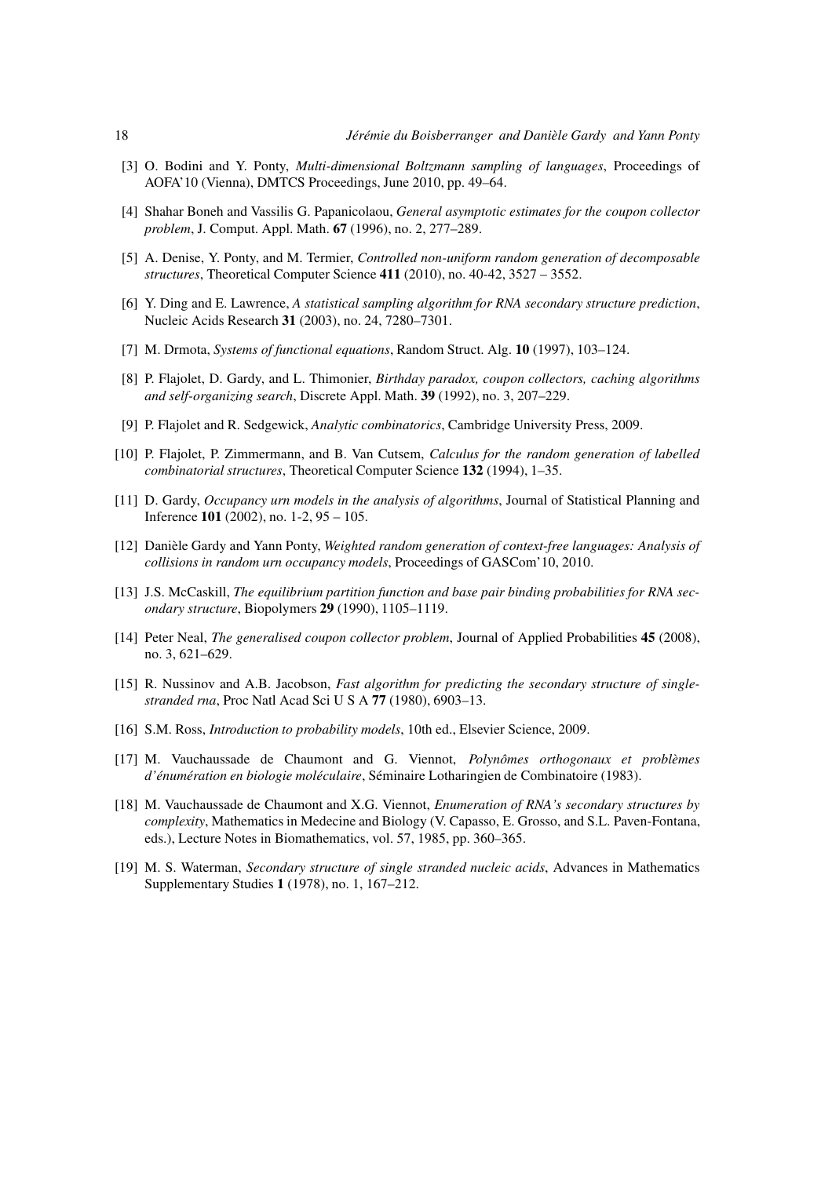[3] O. Bodini and Y. Ponty, *Multi-dimensional Boltzmann sampling of languages*, Proceedings of AOFA'10 (Vienna), DMTCS Proceedings, June 2010, pp. 49–64.

[4] Shahar Boneh and Vassilis G. Papanicolaou, *General asymptotic estimates for the coupon collector problem*, J. Comput. Appl. Math. **67** (1996), no. 2, 277–289.

[5] A. Denise, Y. Ponty, and M. Termier, *Controlled non-uniform random generation of decomposable structures*, Theoretical Computer Science **411** (2010), no. 40-42, 3527 – 3552.

[6] Y. Ding and E. Lawrence, *A statistical sampling algorithm for RNA secondary structure prediction*, Nucleic Acids Research **31** (2003), no. 24, 7280–7301.

[7] M. Drmota, *Systems of functional equations*, Random Struct. Alg. **10** (1997), 103–124.

[8] P. Flajolet, D. Gardy, and L. Thimonier, *Birthday paradox, coupon collectors, caching algorithms and self-organizing search*, Discrete Appl. Math. **39** (1992), no. 3, 207–229.

[9] P. Flajolet and R. Sedgewick, *Analytic combinatorics*, Cambridge University Press, 2009.

[10] P. Flajolet, P. Zimmermann, and B. Van Cutsem, *Calculus for the random generation of labelled combinatorial structures*, Theoretical Computer Science **132** (1994), 1–35.

[11] D. Gardy, *Occupancy urn models in the analysis of algorithms*, Journal of Statistical Planning and Inference **101** (2002), no. 1-2, 95 – 105.

[12] Danièle Gardy and Yann Ponty, *Weighted random generation of context-free languages: Analysis of collisions in random urn occupancy models*, Proceedings of GASCom'10, 2010.

[13] J.S. McCaskill, *The equilibrium partition function and base pair binding probabilities for RNA secondary structure*, Biopolymers **29** (1990), 1105–1119.

[14] Peter Neal, *The generalised coupon collector problem*, Journal of Applied Probabilities **45** (2008), no. 3, 621–629.

[15] R. Nussinov and A.B. Jacobson, *Fast algorithm for predicting the secondary structure of single-stranded rna*, Proc Natl Acad Sci U S A **77** (1980), 6903–13.

[16] S.M. Ross, *Introduction to probability models*, 10th ed., Elsevier Science, 2009.

[17] M. Vauchaussade de Chaumont and G. Viennot, *Polynômes orthogonaux et problèmes d'énumération en biologie moléculaire*, Séminaire Lotharingien de Combinatoire (1983).

[18] M. Vauchaussade de Chaumont and X.G. Viennot, *Enumeration of RNA's secondary structures by complexity*, Mathematics in Medecine and Biology (V. Capasso, E. Grosso, and S.L. Paven-Fontana, eds.), Lecture Notes in Biomathematics, vol. 57, 1985, pp. 360–365.

[19] M. S. Waterman, *Secondary structure of single stranded nucleic acids*, Advances in Mathematics Supplementary Studies **1** (1978), no. 1, 167–212.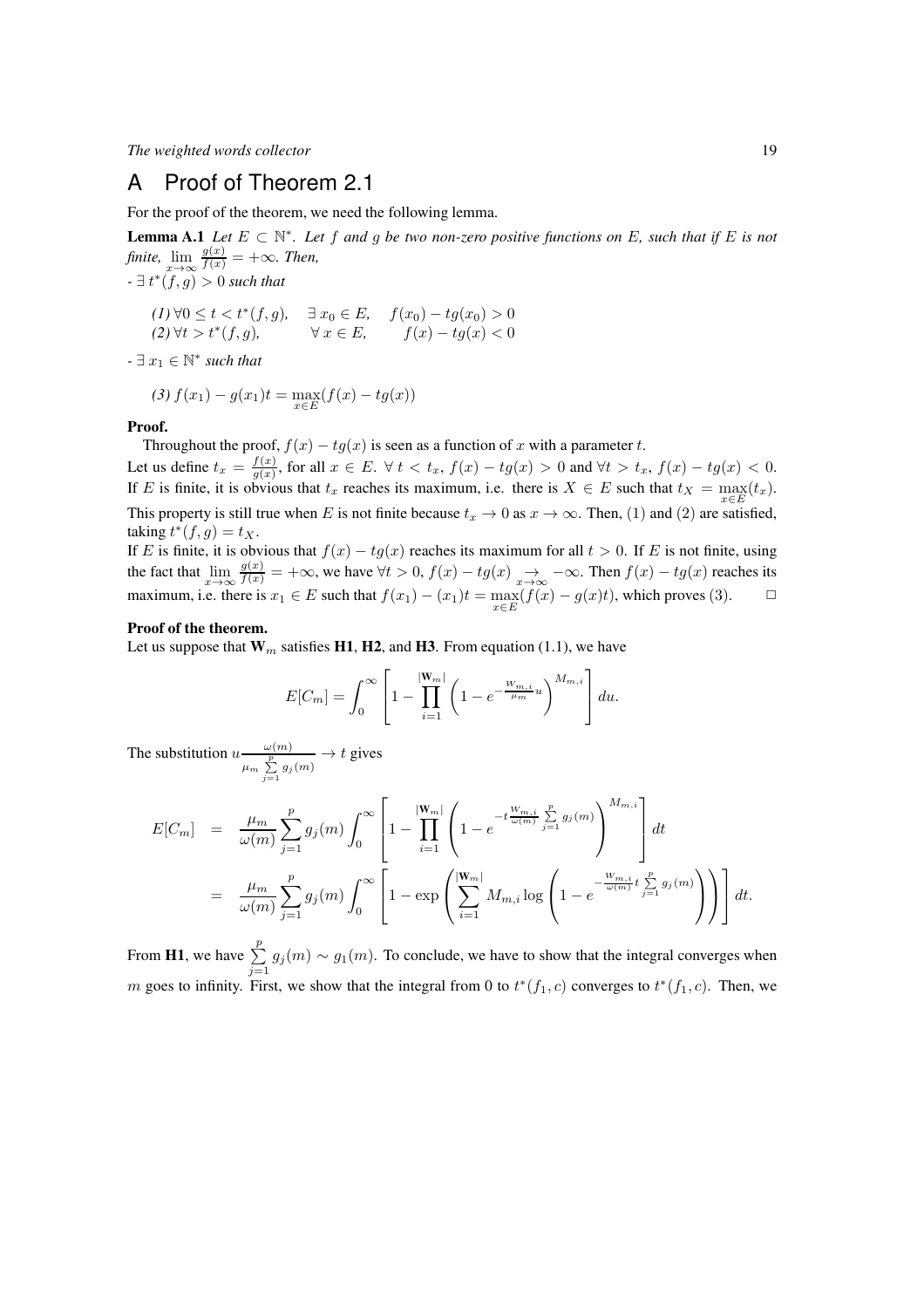# A Proof of Theorem 2.1

For the proof of the theorem, we need the following lemma.

**Lemma A.1** *Let $E \subset \mathbb{N}^*$. Let $f$ and $g$ be two non-zero positive functions on $E$, such that if $E$ is not finite, $\lim_{x\to\infty} \frac{g(x)}{f(x)} = +\infty$. Then,*

*- $\exists\, t^*(f,g) > 0$ such that*

*(1) $\forall 0 \le t < t^*(f,g), \quad \exists\, x_0 \in E, \quad f(x_0) - tg(x_0) > 0$*
*(2) $\forall t > t^*(f,g), \quad\quad \forall\, x \in E, \quad\quad f(x) - tg(x) < 0$*

*- $\exists\, x_1 \in \mathbb{N}^*$ such that*

*(3) $f(x_1) - g(x_1)t = \max_{x\in E}(f(x) - tg(x))$*

**Proof.**

Throughout the proof, $f(x) - tg(x)$ is seen as a function of $x$ with a parameter $t$.
Let us define $t_x = \frac{f(x)}{g(x)}$, for all $x \in E$. $\forall\, t < t_x$, $f(x) - tg(x) > 0$ and $\forall t > t_x$, $f(x) - tg(x) < 0$. If $E$ is finite, it is obvious that $t_x$ reaches its maximum, i.e. there is $X \in E$ such that $t_X = \max_{x\in E}(t_x)$. This property is still true when $E$ is not finite because $t_x \to 0$ as $x \to \infty$. Then, (1) and (2) are satisfied, taking $t^*(f,g) = t_X$.
If $E$ is finite, it is obvious that $f(x) - tg(x)$ reaches its maximum for all $t > 0$. If $E$ is not finite, using the fact that $\lim_{x\to\infty} \frac{g(x)}{f(x)} = +\infty$, we have $\forall t > 0$, $f(x) - tg(x) \underset{x\to\infty}{\to} -\infty$. Then $f(x) - tg(x)$ reaches its maximum, i.e. there is $x_1 \in E$ such that $f(x_1) - (x_1)t = \max_{x\in E}(f(x) - g(x)t)$, which proves (3). $\square$

**Proof of the theorem.**
Let us suppose that $\mathbf{W}_m$ satisfies **H1**, **H2**, and **H3**. From equation (1.1), we have

$$E[C_m] = \int_0^\infty \left[1 - \prod_{i=1}^{|\mathbf{W}_m|} \left(1 - e^{-\frac{W_{m,i}}{\mu_m}u}\right)^{M_{m,i}}\right] du.$$

The substitution $u\frac{\omega(m)}{\mu_m \sum_{j=1}^{p} g_j(m)} \to t$ gives

$$\begin{aligned}
E[C_m] &= \frac{\mu_m}{\omega(m)} \sum_{j=1}^{p} g_j(m) \int_0^\infty \left[1 - \prod_{i=1}^{|\mathbf{W}_m|} \left(1 - e^{-t\frac{W_{m,i}}{\omega(m)}\sum_{j=1}^{p} g_j(m)}\right)^{M_{m,i}}\right] dt \\
&= \frac{\mu_m}{\omega(m)} \sum_{j=1}^{p} g_j(m) \int_0^\infty \left[1 - \exp\left(\sum_{i=1}^{|\mathbf{W}_m|} M_{m,i} \log\left(1 - e^{-\frac{W_{m,i}}{\omega(m)}t\sum_{j=1}^{p} g_j(m)}\right)\right)\right] dt.
\end{aligned}$$

From **H1**, we have $\sum_{j=1}^{p} g_j(m) \sim g_1(m)$. To conclude, we have to show that the integral converges when $m$ goes to infinity. First, we show that the integral from 0 to $t^*(f_1, c)$ converges to $t^*(f_1, c)$. Then, we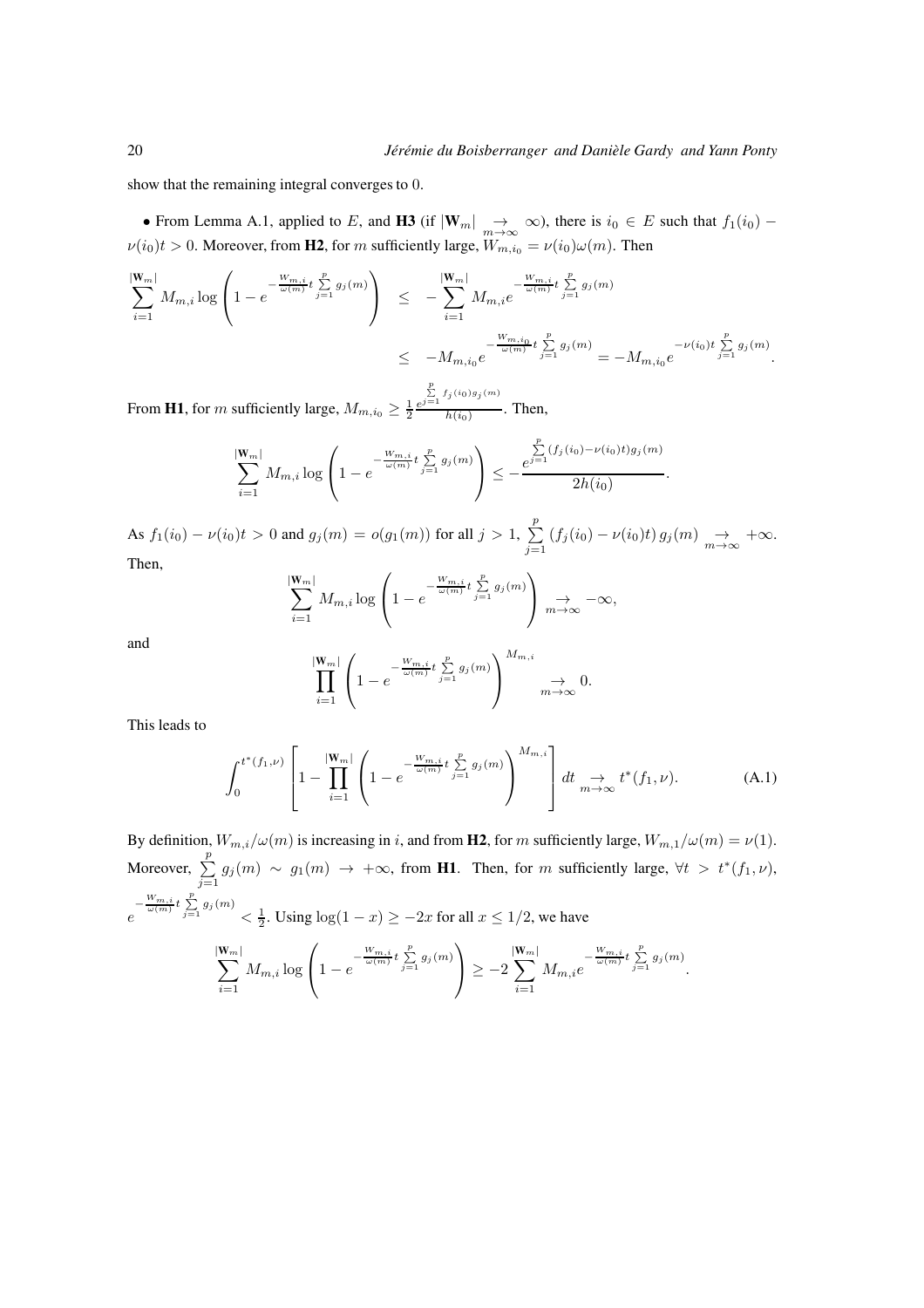show that the remaining integral converges to 0.

• From Lemma A.1, applied to $E$, and **H3** (if $|\mathbf{W}_m| \underset{m\to\infty}{\to} \infty$), there is $i_0 \in E$ such that $f_1(i_0) - \nu(i_0)t > 0$. Moreover, from **H2**, for $m$ sufficiently large, $W_{m,i_0} = \nu(i_0)\omega(m)$. Then

$$\begin{aligned}
\sum_{i=1}^{|\mathbf{W}_m|} M_{m,i} \log\left(1 - e^{-\frac{W_{m,i}}{\omega(m)} t \sum_{j=1}^{p} g_j(m)}\right) &\leq -\sum_{i=1}^{|\mathbf{W}_m|} M_{m,i} e^{-\frac{W_{m,i}}{\omega(m)} t \sum_{j=1}^{p} g_j(m)} \\
&\leq -M_{m,i_0} e^{-\frac{W_{m,i_0}}{\omega(m)} t \sum_{j=1}^{p} g_j(m)} = -M_{m,i_0} e^{-\nu(i_0) t \sum_{j=1}^{p} g_j(m)}.
\end{aligned}$$

From **H1**, for $m$ sufficiently large, $M_{m,i_0} \geq \frac{1}{2} \frac{e^{\sum_{j=1}^{p} f_j(i_0) g_j(m)}}{h(i_0)}$. Then,

$$\sum_{i=1}^{|\mathbf{W}_m|} M_{m,i} \log\left(1 - e^{-\frac{W_{m,i}}{\omega(m)} t \sum_{j=1}^{p} g_j(m)}\right) \leq -\frac{e^{\sum_{j=1}^{p} (f_j(i_0) - \nu(i_0)t) g_j(m)}}{2h(i_0)}.$$

As $f_1(i_0) - \nu(i_0)t > 0$ and $g_j(m) = o(g_1(m))$ for all $j > 1$, $\sum_{j=1}^{p} (f_j(i_0) - \nu(i_0)t)\, g_j(m) \underset{m\to\infty}{\to} +\infty$. Then,

$$\sum_{i=1}^{|\mathbf{W}_m|} M_{m,i} \log\left(1 - e^{-\frac{W_{m,i}}{\omega(m)} t \sum_{j=1}^{p} g_j(m)}\right) \underset{m\to\infty}{\to} -\infty,$$

and

$$\prod_{i=1}^{|\mathbf{W}_m|} \left(1 - e^{-\frac{W_{m,i}}{\omega(m)} t \sum_{j=1}^{p} g_j(m)}\right)^{M_{m,i}} \underset{m\to\infty}{\to} 0.$$

This leads to

$$\int_0^{t^*(f_1,\nu)} \left[1 - \prod_{i=1}^{|\mathbf{W}_m|} \left(1 - e^{-\frac{W_{m,i}}{\omega(m)} t \sum_{j=1}^{p} g_j(m)}\right)^{M_{m,i}}\right] dt \underset{m\to\infty}{\to} t^*(f_1, \nu). \tag{A.1}$$

By definition, $W_{m,i}/\omega(m)$ is increasing in $i$, and from **H2**, for $m$ sufficiently large, $W_{m,1}/\omega(m) = \nu(1)$. Moreover, $\sum_{j=1}^{p} g_j(m) \sim g_1(m) \to +\infty$, from **H1**. Then, for $m$ sufficiently large, $\forall t > t^*(f_1, \nu)$, $e^{-\frac{W_{m,i}}{\omega(m)} t \sum_{j=1}^{p} g_j(m)} < \frac{1}{2}$. Using $\log(1-x) \geq -2x$ for all $x \leq 1/2$, we have

$$\sum_{i=1}^{|\mathbf{W}_m|} M_{m,i} \log\left(1 - e^{-\frac{W_{m,i}}{\omega(m)} t \sum_{j=1}^{p} g_j(m)}\right) \geq -2 \sum_{i=1}^{|\mathbf{W}_m|} M_{m,i} e^{-\frac{W_{m,i}}{\omega(m)} t \sum_{j=1}^{p} g_j(m)}.$$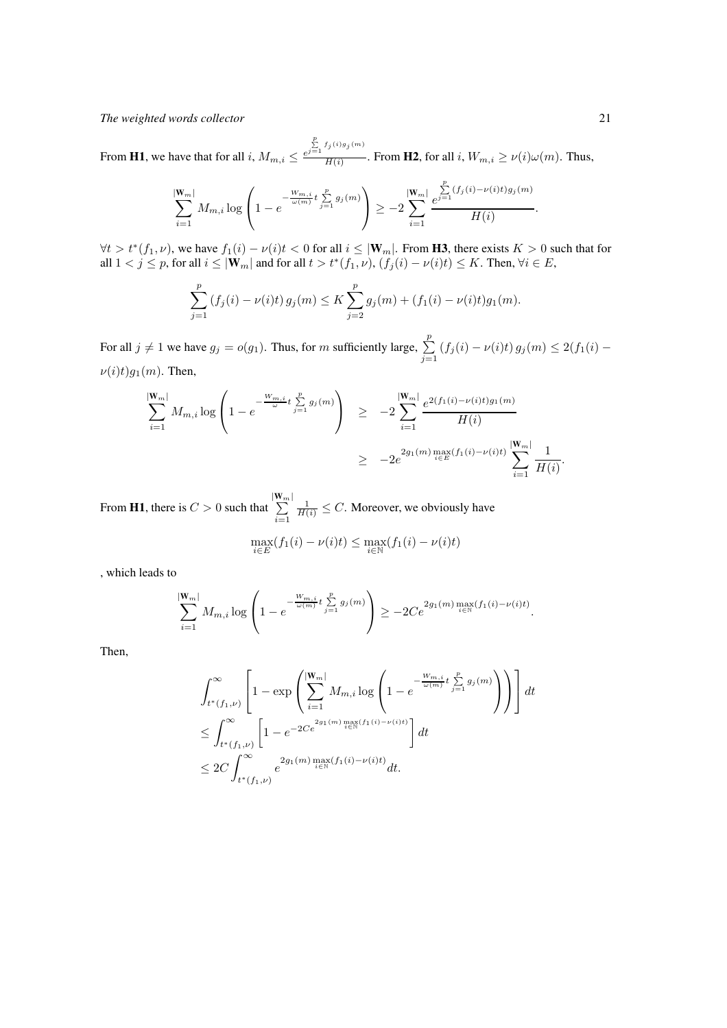From **H1**, we have that for all $i$, $M_{m,i} \leq \frac{e^{\sum_{j=1}^{p} f_j(i) g_j(m)}}{H(i)}$. From **H2**, for all $i$, $W_{m,i} \geq \nu(i)\omega(m)$. Thus,

$$\sum_{i=1}^{|\mathbf{W}_m|} M_{m,i} \log\left(1 - e^{-\frac{W_{m,i}}{\omega(m)} t \sum_{j=1}^{p} g_j(m)}\right) \geq -2 \sum_{i=1}^{|\mathbf{W}_m|} \frac{e^{\sum_{j=1}^{p} (f_j(i) - \nu(i)t) g_j(m)}}{H(i)}.$$

$\forall t > t^*(f_1, \nu)$, we have $f_1(i) - \nu(i)t < 0$ for all $i \leq |\mathbf{W}_m|$. From **H3**, there exists $K > 0$ such that for all $1 < j \leq p$, for all $i \leq |\mathbf{W}_m|$ and for all $t > t^*(f_1, \nu)$, $(f_j(i) - \nu(i)t) \leq K$. Then, $\forall i \in E$,

$$\sum_{j=1}^{p} (f_j(i) - \nu(i)t)\, g_j(m) \leq K \sum_{j=2}^{p} g_j(m) + (f_1(i) - \nu(i)t) g_1(m).$$

For all $j \neq 1$ we have $g_j = o(g_1)$. Thus, for $m$ sufficiently large, $\sum_{j=1}^{p} (f_j(i) - \nu(i)t)\, g_j(m) \leq 2(f_1(i) - \nu(i)t) g_1(m)$. Then,

$$\begin{aligned}
\sum_{i=1}^{|\mathbf{W}_m|} M_{m,i} \log\left(1 - e^{-\frac{W_{m,i}}{\omega} t \sum_{j=1}^{p} g_j(m)}\right) &\geq -2 \sum_{i=1}^{|\mathbf{W}_m|} \frac{e^{2(f_1(i) - \nu(i)t) g_1(m)}}{H(i)} \\
&\geq -2 e^{2 g_1(m) \max_{i \in E} (f_1(i) - \nu(i)t)} \sum_{i=1}^{|\mathbf{W}_m|} \frac{1}{H(i)}.
\end{aligned}$$

From **H1**, there is $C > 0$ such that $\sum_{i=1}^{|\mathbf{W}_m|} \frac{1}{H(i)} \leq C$. Moreover, we obviously have

$$\max_{i \in E} (f_1(i) - \nu(i)t) \leq \max_{i \in \mathbb{N}} (f_1(i) - \nu(i)t)$$

, which leads to

$$\sum_{i=1}^{|\mathbf{W}_m|} M_{m,i} \log\left(1 - e^{-\frac{W_{m,i}}{\omega(m)} t \sum_{j=1}^{p} g_j(m)}\right) \geq -2C e^{2 g_1(m) \max_{i \in \mathbb{N}} (f_1(i) - \nu(i)t)}.$$

Then,

$$\begin{aligned}
&\int_{t^*(f_1,\nu)}^{\infty} \left[1 - \exp\left(\sum_{i=1}^{|\mathbf{W}_m|} M_{m,i} \log\left(1 - e^{-\frac{W_{m,i}}{\omega(m)} t \sum_{j=1}^{p} g_j(m)}\right)\right)\right] dt \\
&\leq \int_{t^*(f_1,\nu)}^{\infty} \left[1 - e^{-2C e^{2 g_1(m) \max_{i \in \mathbb{N}} (f_1(i) - \nu(i)t)}}\right] dt \\
&\leq 2C \int_{t^*(f_1,\nu)}^{\infty} e^{2 g_1(m) \max_{i \in \mathbb{N}} (f_1(i) - \nu(i)t)} dt.
\end{aligned}$$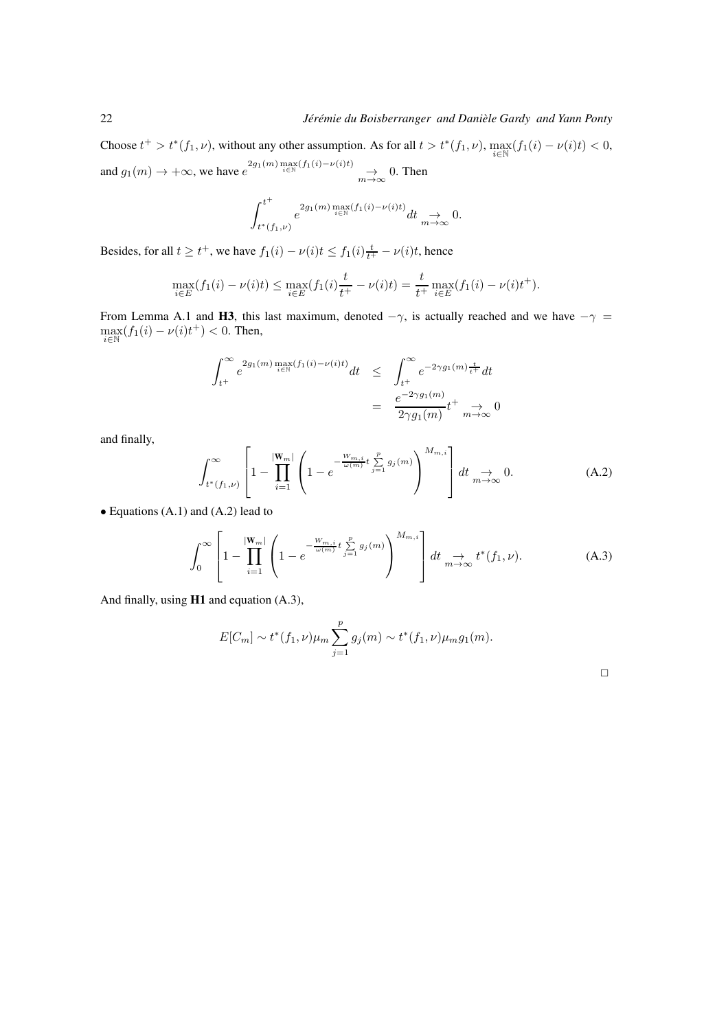Choose $t^+ > t^*(f_1, \nu)$, without any other assumption. As for all $t > t^*(f_1, \nu)$, $\max_{i \in \mathbb{N}}(f_1(i) - \nu(i)t) < 0$, and $g_1(m) \to +\infty$, we have $e^{2g_1(m) \max_{i \in \mathbb{N}}(f_1(i) - \nu(i)t)} \underset{m \to \infty}{\to} 0$. Then

$$\int_{t^*(f_1,\nu)}^{t^+} e^{2g_1(m) \max_{i \in \mathbb{N}}(f_1(i) - \nu(i)t)} dt \underset{m \to \infty}{\to} 0.$$

Besides, for all $t \geq t^+$, we have $f_1(i) - \nu(i)t \leq f_1(i)\frac{t}{t^+} - \nu(i)t$, hence

$$\max_{i \in E}(f_1(i) - \nu(i)t) \leq \max_{i \in E}(f_1(i)\frac{t}{t^+} - \nu(i)t) = \frac{t}{t^+} \max_{i \in E}(f_1(i) - \nu(i)t^+).$$

From Lemma A.1 and **H3**, this last maximum, denoted $-\gamma$, is actually reached and we have $-\gamma = \max_{i \in \mathbb{N}}(f_1(i) - \nu(i)t^+) < 0$. Then,

$$\begin{aligned}
\int_{t^+}^{\infty} e^{2g_1(m) \max_{i \in \mathbb{N}}(f_1(i) - \nu(i)t)} dt &\leq \int_{t^+}^{\infty} e^{-2\gamma g_1(m) \frac{t}{t^+}} dt \\
&= \frac{e^{-2\gamma g_1(m)}}{2\gamma g_1(m)} t^+ \underset{m \to \infty}{\to} 0
\end{aligned}$$

and finally,

$$\int_{t^*(f_1,\nu)}^{\infty} \left[ 1 - \prod_{i=1}^{|\mathbf{W}_m|} \left( 1 - e^{-\frac{W_{m,i}}{\omega(m)} t \sum_{j=1}^{p} g_j(m)} \right)^{M_{m,i}} \right] dt \underset{m \to \infty}{\to} 0. \tag{A.2}$$

• Equations (A.1) and (A.2) lead to

$$\int_{0}^{\infty} \left[ 1 - \prod_{i=1}^{|\mathbf{W}_m|} \left( 1 - e^{-\frac{W_{m,i}}{\omega(m)} t \sum_{j=1}^{p} g_j(m)} \right)^{M_{m,i}} \right] dt \underset{m \to \infty}{\to} t^*(f_1, \nu). \tag{A.3}$$

And finally, using **H1** and equation (A.3),

$$E[C_m] \sim t^*(f_1, \nu) \mu_m \sum_{j=1}^{p} g_j(m) \sim t^*(f_1, \nu) \mu_m g_1(m).$$

□